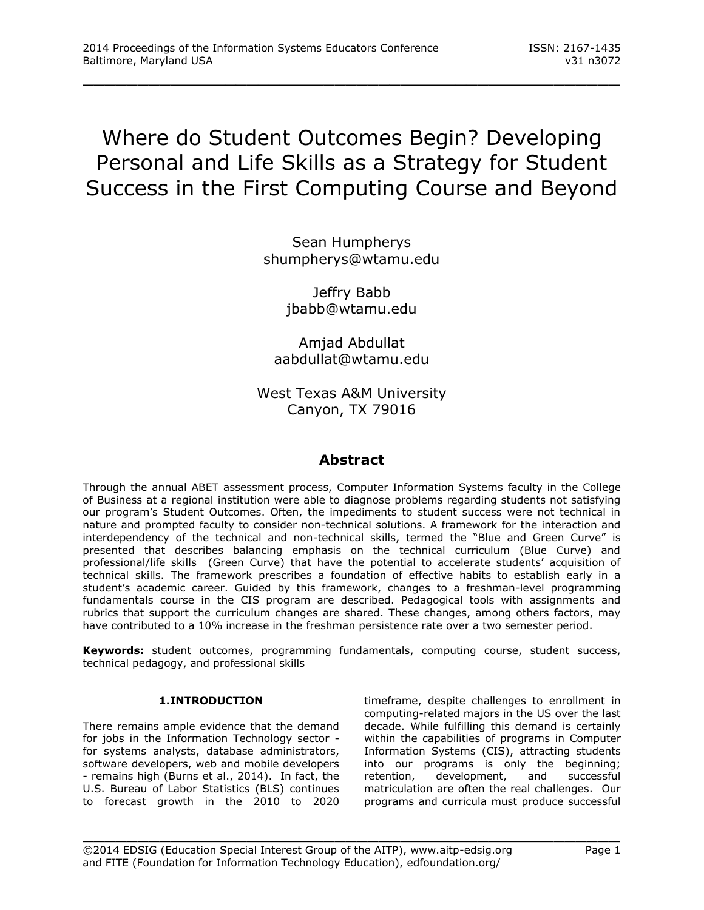# Where do Student Outcomes Begin? Developing Personal and Life Skills as a Strategy for Student Success in the First Computing Course and Beyond

Sean Humpherys
shumpherys@wtamu.edu

Jeffry Babb
jbabb@wtamu.edu

Amjad Abdullat
aabdullat@wtamu.edu

West Texas A&M University
Canyon, TX 79016

## Abstract

Through the annual ABET assessment process, Computer Information Systems faculty in the College of Business at a regional institution were able to diagnose problems regarding students not satisfying our program's Student Outcomes. Often, the impediments to student success were not technical in nature and prompted faculty to consider non-technical solutions. A framework for the interaction and interdependency of the technical and non-technical skills, termed the "Blue and Green Curve" is presented that describes balancing emphasis on the technical curriculum (Blue Curve) and professional/life skills (Green Curve) that have the potential to accelerate students' acquisition of technical skills. The framework prescribes a foundation of effective habits to establish early in a student's academic career. Guided by this framework, changes to a freshman-level programming fundamentals course in the CIS program are described. Pedagogical tools with assignments and rubrics that support the curriculum changes are shared. These changes, among others factors, may have contributed to a 10% increase in the freshman persistence rate over a two semester period.

**Keywords:** student outcomes, programming fundamentals, computing course, student success, technical pedagogy, and professional skills

## 1. INTRODUCTION

There remains ample evidence that the demand for jobs in the Information Technology sector - for systems analysts, database administrators, software developers, web and mobile developers - remains high (Burns et al., 2014). In fact, the U.S. Bureau of Labor Statistics (BLS) continues to forecast growth in the 2010 to 2020 timeframe, despite challenges to enrollment in computing-related majors in the US over the last decade. While fulfilling this demand is certainly within the capabilities of programs in Computer Information Systems (CIS), attracting students into our programs is only the beginning; retention, development, and successful matriculation are often the real challenges. Our programs and curricula must produce successful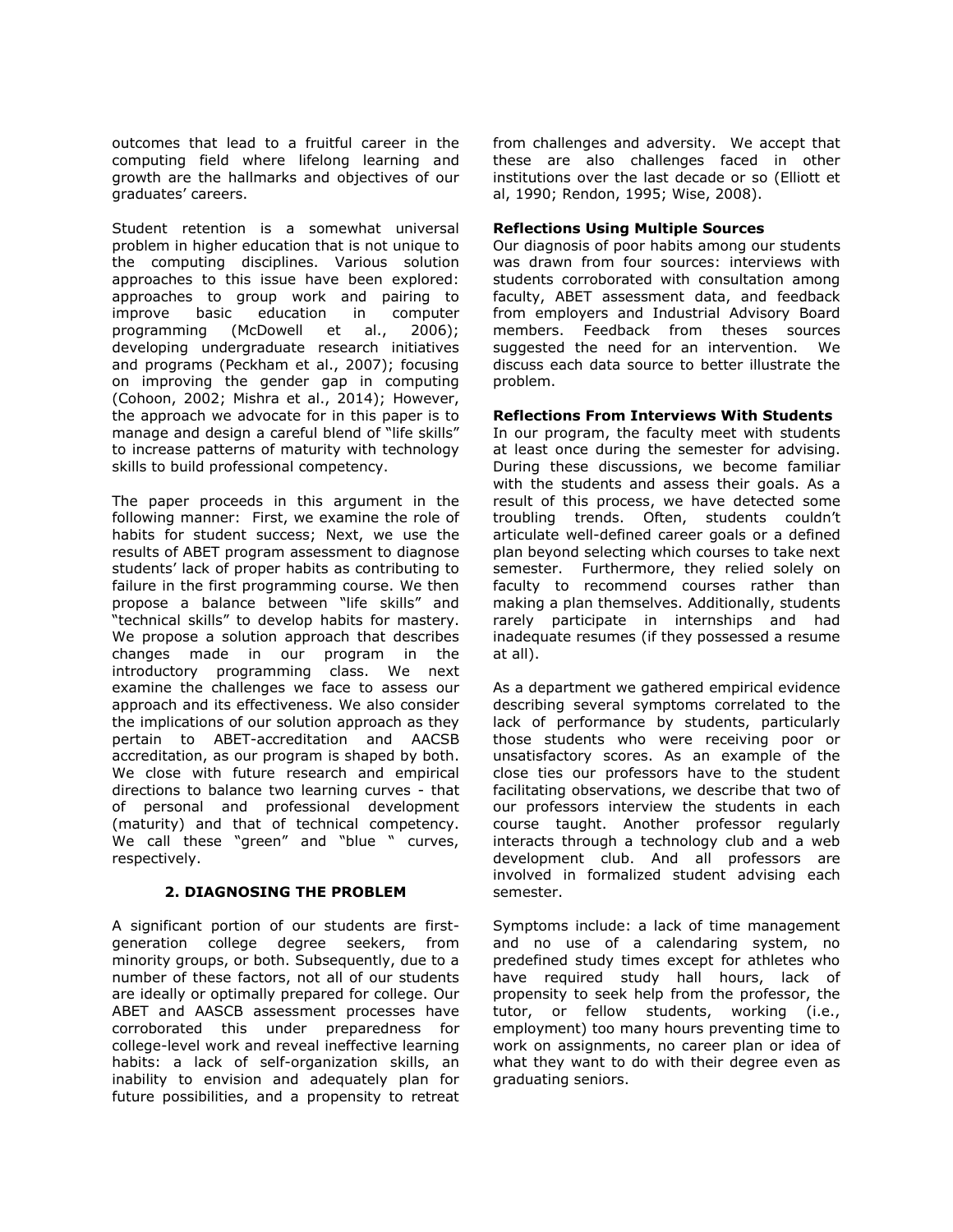outcomes that lead to a fruitful career in the computing field where lifelong learning and growth are the hallmarks and objectives of our graduates' careers.

Student retention is a somewhat universal problem in higher education that is not unique to the computing disciplines. Various solution approaches to this issue have been explored: approaches to group work and pairing to improve basic education in computer programming (McDowell et al., 2006); developing undergraduate research initiatives and programs (Peckham et al., 2007); focusing on improving the gender gap in computing (Cohoon, 2002; Mishra et al., 2014); However, the approach we advocate for in this paper is to manage and design a careful blend of "life skills" to increase patterns of maturity with technology skills to build professional competency.

The paper proceeds in this argument in the following manner: First, we examine the role of habits for student success; Next, we use the results of ABET program assessment to diagnose students' lack of proper habits as contributing to failure in the first programming course. We then propose a balance between "life skills" and "technical skills" to develop habits for mastery. We propose a solution approach that describes changes made in our program in the introductory programming class. We next examine the challenges we face to assess our approach and its effectiveness. We also consider the implications of our solution approach as they pertain to ABET-accreditation and AACSB accreditation, as our program is shaped by both. We close with future research and empirical directions to balance two learning curves - that of personal and professional development (maturity) and that of technical competency. We call these "green" and "blue " curves, respectively.

## 2. DIAGNOSING THE PROBLEM

A significant portion of our students are first-generation college degree seekers, from minority groups, or both. Subsequently, due to a number of these factors, not all of our students are ideally or optimally prepared for college. Our ABET and AASCB assessment processes have corroborated this under preparedness for college-level work and reveal ineffective learning habits: a lack of self-organization skills, an inability to envision and adequately plan for future possibilities, and a propensity to retreat from challenges and adversity. We accept that these are also challenges faced in other institutions over the last decade or so (Elliott et al, 1990; Rendon, 1995; Wise, 2008).

**Reflections Using Multiple Sources**

Our diagnosis of poor habits among our students was drawn from four sources: interviews with students corroborated with consultation among faculty, ABET assessment data, and feedback from employers and Industrial Advisory Board members. Feedback from theses sources suggested the need for an intervention. We discuss each data source to better illustrate the problem.

**Reflections From Interviews With Students**

In our program, the faculty meet with students at least once during the semester for advising. During these discussions, we become familiar with the students and assess their goals. As a result of this process, we have detected some troubling trends. Often, students couldn't articulate well-defined career goals or a defined plan beyond selecting which courses to take next semester. Furthermore, they relied solely on faculty to recommend courses rather than making a plan themselves. Additionally, students rarely participate in internships and had inadequate resumes (if they possessed a resume at all).

As a department we gathered empirical evidence describing several symptoms correlated to the lack of performance by students, particularly those students who were receiving poor or unsatisfactory scores. As an example of the close ties our professors have to the student facilitating observations, we describe that two of our professors interview the students in each course taught. Another professor regularly interacts through a technology club and a web development club. And all professors are involved in formalized student advising each semester.

Symptoms include: a lack of time management and no use of a calendaring system, no predefined study times except for athletes who have required study hall hours, lack of propensity to seek help from the professor, the tutor, or fellow students, working (i.e., employment) too many hours preventing time to work on assignments, no career plan or idea of what they want to do with their degree even as graduating seniors.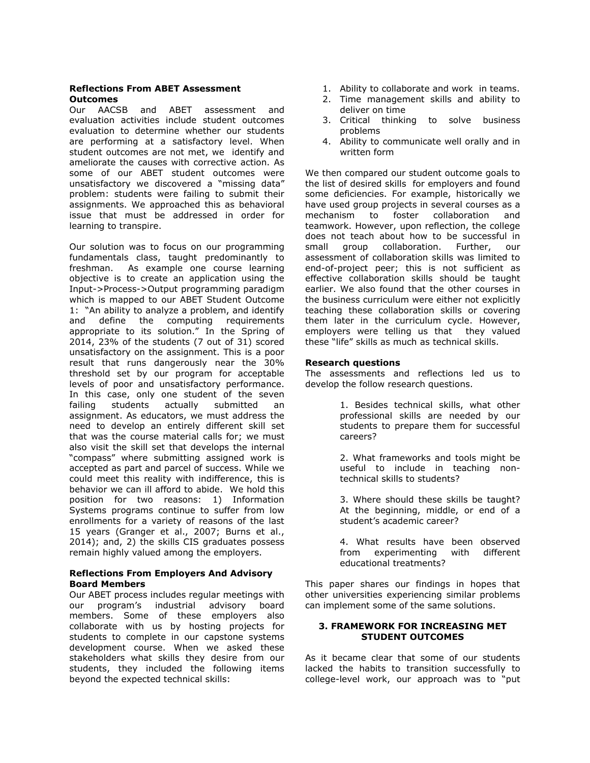**Reflections From ABET Assessment Outcomes**

Our AACSB and ABET assessment and evaluation activities include student outcomes evaluation to determine whether our students are performing at a satisfactory level. When student outcomes are not met, we identify and ameliorate the causes with corrective action. As some of our ABET student outcomes were unsatisfactory we discovered a "missing data" problem: students were failing to submit their assignments. We approached this as behavioral issue that must be addressed in order for learning to transpire.

Our solution was to focus on our programming fundamentals class, taught predominantly to freshman. As example one course learning objective is to create an application using the Input->Process->Output programming paradigm which is mapped to our ABET Student Outcome 1: "An ability to analyze a problem, and identify and define the computing requirements appropriate to its solution." In the Spring of 2014, 23% of the students (7 out of 31) scored unsatisfactory on the assignment. This is a poor result that runs dangerously near the 30% threshold set by our program for acceptable levels of poor and unsatisfactory performance. In this case, only one student of the seven failing students actually submitted an assignment. As educators, we must address the need to develop an entirely different skill set that was the course material calls for; we must also visit the skill set that develops the internal "compass" where submitting assigned work is accepted as part and parcel of success. While we could meet this reality with indifference, this is behavior we can ill afford to abide. We hold this position for two reasons: 1) Information Systems programs continue to suffer from low enrollments for a variety of reasons of the last 15 years (Granger et al., 2007; Burns et al., 2014); and, 2) the skills CIS graduates possess remain highly valued among the employers.

**Reflections From Employers And Advisory Board Members**

Our ABET process includes regular meetings with our program's industrial advisory board members. Some of these employers also collaborate with us by hosting projects for students to complete in our capstone systems development course. When we asked these stakeholders what skills they desire from our students, they included the following items beyond the expected technical skills:

1. Ability to collaborate and work in teams.
2. Time management skills and ability to deliver on time
3. Critical thinking to solve business problems
4. Ability to communicate well orally and in written form

We then compared our student outcome goals to the list of desired skills for employers and found some deficiencies. For example, historically we have used group projects in several courses as a mechanism to foster collaboration and teamwork. However, upon reflection, the college does not teach about how to be successful in small group collaboration. Further, our assessment of collaboration skills was limited to end-of-project peer; this is not sufficient as effective collaboration skills should be taught earlier. We also found that the other courses in the business curriculum were either not explicitly teaching these collaboration skills or covering them later in the curriculum cycle. However, employers were telling us that they valued these "life" skills as much as technical skills.

**Research questions**

The assessments and reflections led us to develop the follow research questions.

1. Besides technical skills, what other professional skills are needed by our students to prepare them for successful careers?

2. What frameworks and tools might be useful to include in teaching non-technical skills to students?

3. Where should these skills be taught? At the beginning, middle, or end of a student's academic career?

4. What results have been observed from experimenting with different educational treatments?

This paper shares our findings in hopes that other universities experiencing similar problems can implement some of the same solutions.

## 3. FRAMEWORK FOR INCREASING MET STUDENT OUTCOMES

As it became clear that some of our students lacked the habits to transition successfully to college-level work, our approach was to "put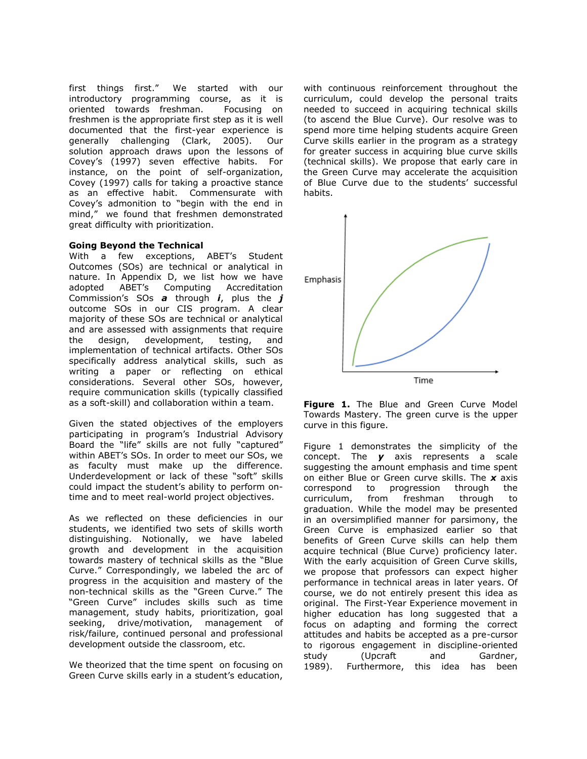first things first." We started with our introductory programming course, as it is oriented towards freshman. Focusing on freshmen is the appropriate first step as it is well documented that the first-year experience is generally challenging (Clark, 2005). Our solution approach draws upon the lessons of Covey's (1997) seven effective habits. For instance, on the point of self-organization, Covey (1997) calls for taking a proactive stance as an effective habit. Commensurate with Covey's admonition to "begin with the end in mind," we found that freshmen demonstrated great difficulty with prioritization.

**Going Beyond the Technical**

With a few exceptions, ABET's Student Outcomes (SOs) are technical or analytical in nature. In Appendix D, we list how we have adopted ABET's Computing Accreditation Commission's SOs ***a*** through ***i***, plus the ***j*** outcome SOs in our CIS program. A clear majority of these SOs are technical or analytical and are assessed with assignments that require the design, development, testing, and implementation of technical artifacts. Other SOs specifically address analytical skills, such as writing a paper or reflecting on ethical considerations. Several other SOs, however, require communication skills (typically classified as a soft-skill) and collaboration within a team.

Given the stated objectives of the employers participating in program's Industrial Advisory Board the "life" skills are not fully "captured" within ABET's SOs. In order to meet our SOs, we as faculty must make up the difference. Underdevelopment or lack of these "soft" skills could impact the student's ability to perform on-time and to meet real-world project objectives.

As we reflected on these deficiencies in our students, we identified two sets of skills worth distinguishing. Notionally, we have labeled growth and development in the acquisition towards mastery of technical skills as the "Blue Curve." Correspondingly, we labeled the arc of progress in the acquisition and mastery of the non-technical skills as the "Green Curve." The "Green Curve" includes skills such as time management, study habits, prioritization, goal seeking, drive/motivation, management of risk/failure, continued personal and professional development outside the classroom, etc.

We theorized that the time spent on focusing on Green Curve skills early in a student's education, with continuous reinforcement throughout the curriculum, could develop the personal traits needed to succeed in acquiring technical skills (to ascend the Blue Curve). Our resolve was to spend more time helping students acquire Green Curve skills earlier in the program as a strategy for greater success in acquiring blue curve skills (technical skills). We propose that early care in the Green Curve may accelerate the acquisition of Blue Curve due to the students' successful habits.

**Figure 1.** The Blue and Green Curve Model Towards Mastery. The green curve is the upper curve in this figure.

Figure 1 demonstrates the simplicity of the concept. The ***y*** axis represents a scale suggesting the amount emphasis and time spent on either Blue or Green curve skills. The ***x*** axis correspond to progression through the curriculum, from freshman through to graduation. While the model may be presented in an oversimplified manner for parsimony, the Green Curve is emphasized earlier so that benefits of Green Curve skills can help them acquire technical (Blue Curve) proficiency later. With the early acquisition of Green Curve skills, we propose that professors can expect higher performance in technical areas in later years. Of course, we do not entirely present this idea as original. The First-Year Experience movement in higher education has long suggested that a focus on adapting and forming the correct attitudes and habits be accepted as a pre-cursor to rigorous engagement in discipline-oriented study (Upcraft and Gardner, 1989). Furthermore, this idea has been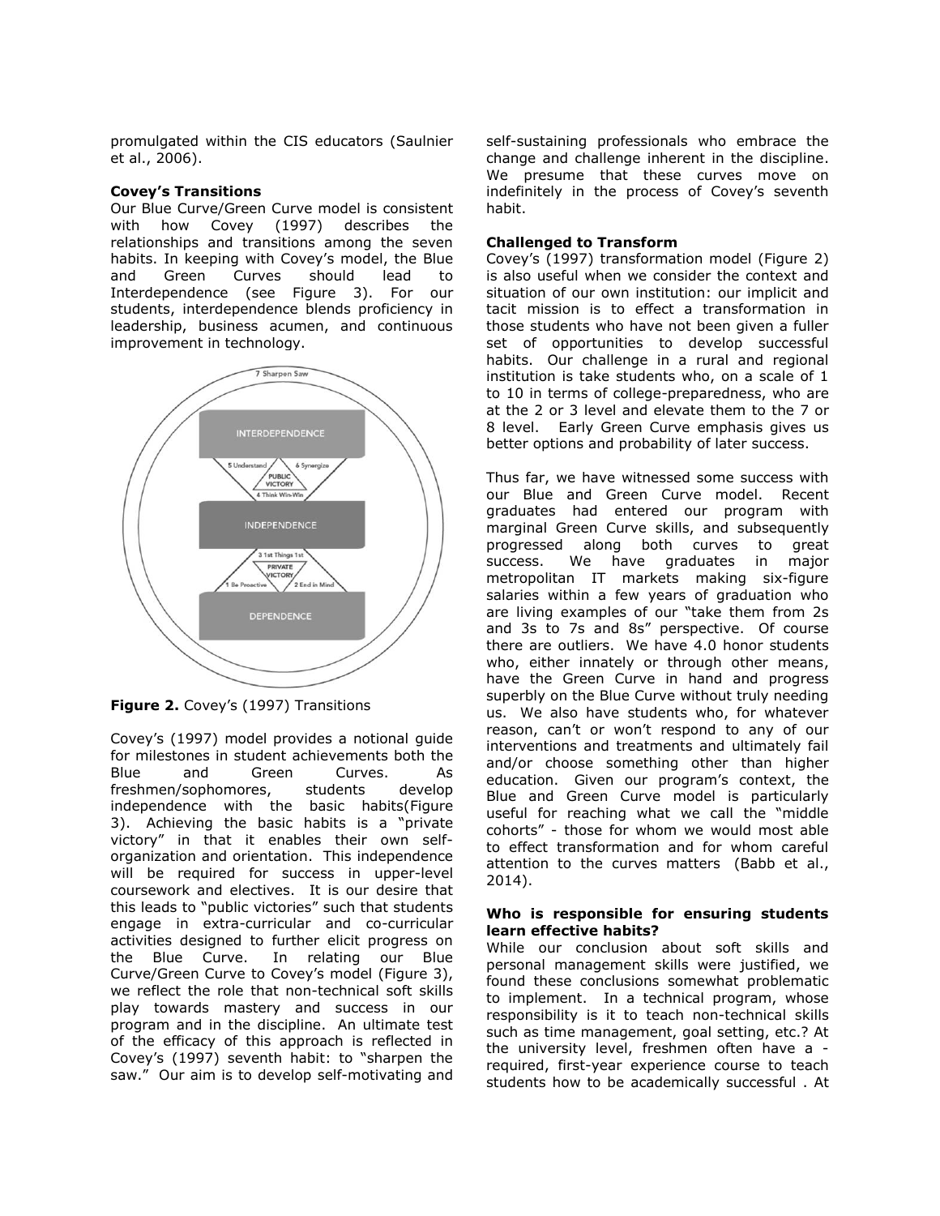promulgated within the CIS educators (Saulnier et al., 2006).

**Covey's Transitions**

Our Blue Curve/Green Curve model is consistent with how Covey (1997) describes the relationships and transitions among the seven habits. In keeping with Covey's model, the Blue and Green Curves should lead to Interdependence (see Figure 3). For our students, interdependence blends proficiency in leadership, business acumen, and continuous improvement in technology.

**Figure 2.** Covey's (1997) Transitions

Covey's (1997) model provides a notional guide for milestones in student achievements both the Blue and Green Curves. As freshmen/sophomores, students develop independence with the basic habits(Figure 3). Achieving the basic habits is a "private victory" in that it enables their own self-organization and orientation. This independence will be required for success in upper-level coursework and electives. It is our desire that this leads to "public victories" such that students engage in extra-curricular and co-curricular activities designed to further elicit progress on the Blue Curve. In relating our Blue Curve/Green Curve to Covey's model (Figure 3), we reflect the role that non-technical soft skills play towards mastery and success in our program and in the discipline. An ultimate test of the efficacy of this approach is reflected in Covey's (1997) seventh habit: to "sharpen the saw." Our aim is to develop self-motivating and self-sustaining professionals who embrace the change and challenge inherent in the discipline. We presume that these curves move on indefinitely in the process of Covey's seventh habit.

**Challenged to Transform**

Covey's (1997) transformation model (Figure 2) is also useful when we consider the context and situation of our own institution: our implicit and tacit mission is to effect a transformation in those students who have not been given a fuller set of opportunities to develop successful habits. Our challenge in a rural and regional institution is take students who, on a scale of 1 to 10 in terms of college-preparedness, who are at the 2 or 3 level and elevate them to the 7 or 8 level. Early Green Curve emphasis gives us better options and probability of later success.

Thus far, we have witnessed some success with our Blue and Green Curve model. Recent graduates had entered our program with marginal Green Curve skills, and subsequently progressed along both curves to great success. We have graduates in major metropolitan IT markets making six-figure salaries within a few years of graduation who are living examples of our "take them from 2s and 3s to 7s and 8s" perspective. Of course there are outliers. We have 4.0 honor students who, either innately or through other means, have the Green Curve in hand and progress superbly on the Blue Curve without truly needing us. We also have students who, for whatever reason, can't or won't respond to any of our interventions and treatments and ultimately fail and/or choose something other than higher education. Given our program's context, the Blue and Green Curve model is particularly useful for reaching what we call the "middle cohorts" - those for whom we would most able to effect transformation and for whom careful attention to the curves matters (Babb et al., 2014).

**Who is responsible for ensuring students learn effective habits?**

While our conclusion about soft skills and personal management skills were justified, we found these conclusions somewhat problematic to implement. In a technical program, whose responsibility is it to teach non-technical skills such as time management, goal setting, etc.? At the university level, freshmen often have a - required, first-year experience course to teach students how to be academically successful . At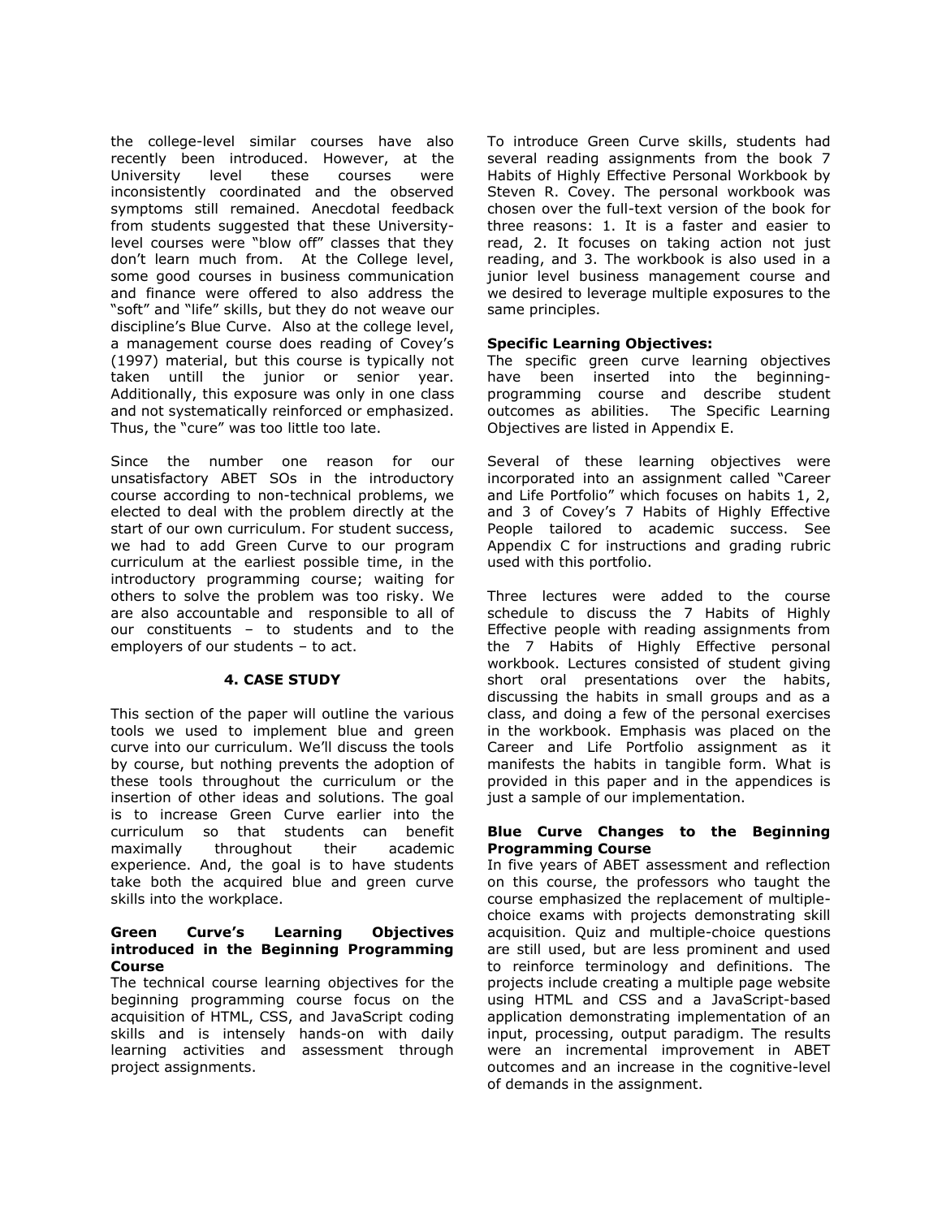the college-level similar courses have also recently been introduced. However, at the University level these courses were inconsistently coordinated and the observed symptoms still remained. Anecdotal feedback from students suggested that these University-level courses were "blow off" classes that they don't learn much from. At the College level, some good courses in business communication and finance were offered to also address the "soft" and "life" skills, but they do not weave our discipline's Blue Curve. Also at the college level, a management course does reading of Covey's (1997) material, but this course is typically not taken untill the junior or senior year. Additionally, this exposure was only in one class and not systematically reinforced or emphasized. Thus, the "cure" was too little too late.

Since the number one reason for our unsatisfactory ABET SOs in the introductory course according to non-technical problems, we elected to deal with the problem directly at the start of our own curriculum. For student success, we had to add Green Curve to our program curriculum at the earliest possible time, in the introductory programming course; waiting for others to solve the problem was too risky. We are also accountable and responsible to all of our constituents – to students and to the employers of our students – to act.

## 4. CASE STUDY

This section of the paper will outline the various tools we used to implement blue and green curve into our curriculum. We'll discuss the tools by course, but nothing prevents the adoption of these tools throughout the curriculum or the insertion of other ideas and solutions. The goal is to increase Green Curve earlier into the curriculum so that students can benefit maximally throughout their academic experience. And, the goal is to have students take both the acquired blue and green curve skills into the workplace.

### Green Curve's Learning Objectives introduced in the Beginning Programming Course

The technical course learning objectives for the beginning programming course focus on the acquisition of HTML, CSS, and JavaScript coding skills and is intensely hands-on with daily learning activities and assessment through project assignments.

To introduce Green Curve skills, students had several reading assignments from the book 7 Habits of Highly Effective Personal Workbook by Steven R. Covey. The personal workbook was chosen over the full-text version of the book for three reasons: 1. It is a faster and easier to read, 2. It focuses on taking action not just reading, and 3. The workbook is also used in a junior level business management course and we desired to leverage multiple exposures to the same principles.

### Specific Learning Objectives:

The specific green curve learning objectives have been inserted into the beginning-programming course and describe student outcomes as abilities. The Specific Learning Objectives are listed in Appendix E.

Several of these learning objectives were incorporated into an assignment called "Career and Life Portfolio" which focuses on habits 1, 2, and 3 of Covey's 7 Habits of Highly Effective People tailored to academic success. See Appendix C for instructions and grading rubric used with this portfolio.

Three lectures were added to the course schedule to discuss the 7 Habits of Highly Effective people with reading assignments from the 7 Habits of Highly Effective personal workbook. Lectures consisted of student giving short oral presentations over the habits, discussing the habits in small groups and as a class, and doing a few of the personal exercises in the workbook. Emphasis was placed on the Career and Life Portfolio assignment as it manifests the habits in tangible form. What is provided in this paper and in the appendices is just a sample of our implementation.

### Blue Curve Changes to the Beginning Programming Course

In five years of ABET assessment and reflection on this course, the professors who taught the course emphasized the replacement of multiple-choice exams with projects demonstrating skill acquisition. Quiz and multiple-choice questions are still used, but are less prominent and used to reinforce terminology and definitions. The projects include creating a multiple page website using HTML and CSS and a JavaScript-based application demonstrating implementation of an input, processing, output paradigm. The results were an incremental improvement in ABET outcomes and an increase in the cognitive-level of demands in the assignment.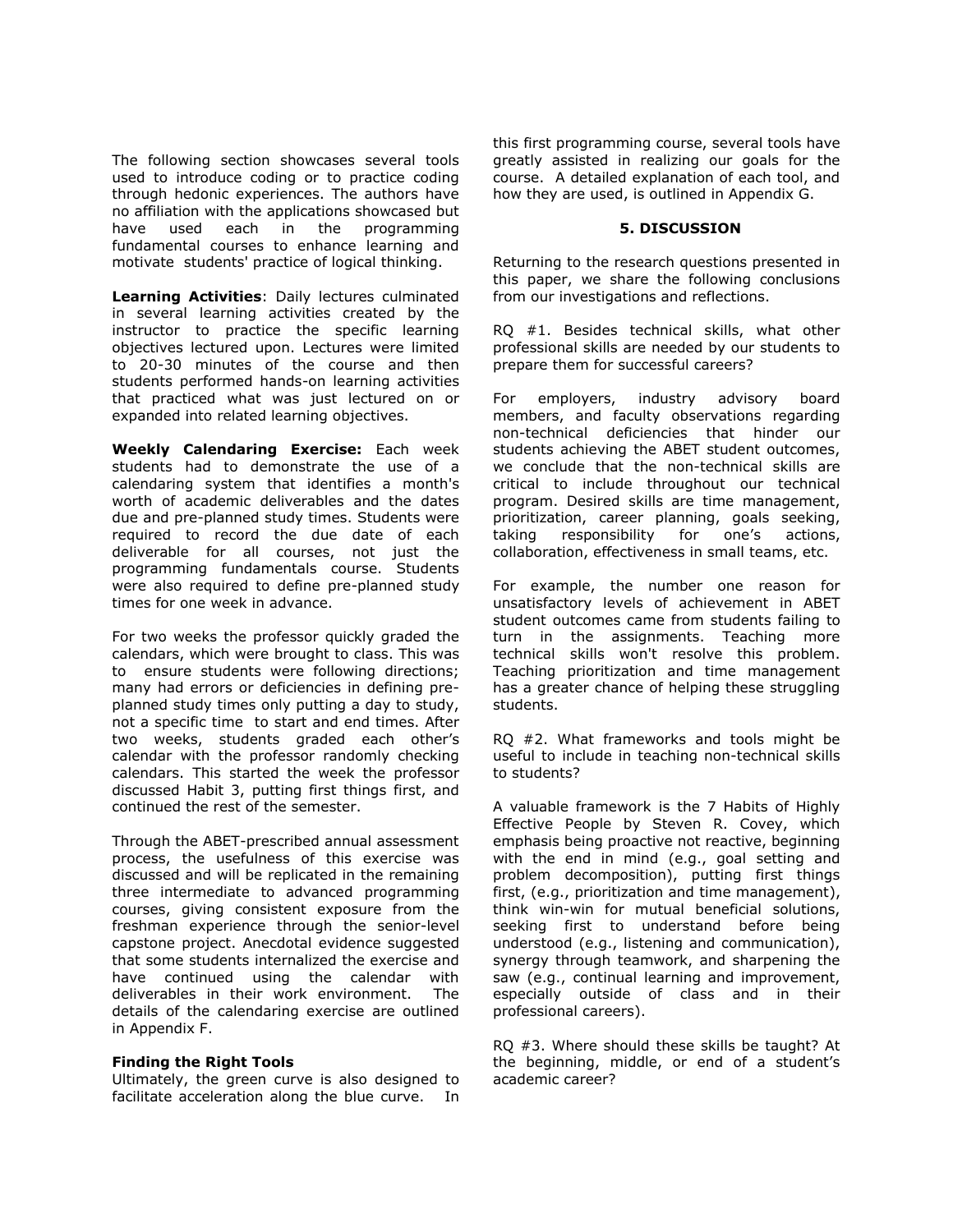The following section showcases several tools used to introduce coding or to practice coding through hedonic experiences. The authors have no affiliation with the applications showcased but have used each in the programming fundamental courses to enhance learning and motivate students' practice of logical thinking.

**Learning Activities**: Daily lectures culminated in several learning activities created by the instructor to practice the specific learning objectives lectured upon. Lectures were limited to 20-30 minutes of the course and then students performed hands-on learning activities that practiced what was just lectured on or expanded into related learning objectives.

**Weekly Calendaring Exercise:** Each week students had to demonstrate the use of a calendaring system that identifies a month's worth of academic deliverables and the dates due and pre-planned study times. Students were required to record the due date of each deliverable for all courses, not just the programming fundamentals course. Students were also required to define pre-planned study times for one week in advance.

For two weeks the professor quickly graded the calendars, which were brought to class. This was to ensure students were following directions; many had errors or deficiencies in defining pre-planned study times only putting a day to study, not a specific time to start and end times. After two weeks, students graded each other's calendar with the professor randomly checking calendars. This started the week the professor discussed Habit 3, putting first things first, and continued the rest of the semester.

Through the ABET-prescribed annual assessment process, the usefulness of this exercise was discussed and will be replicated in the remaining three intermediate to advanced programming courses, giving consistent exposure from the freshman experience through the senior-level capstone project. Anecdotal evidence suggested that some students internalized the exercise and have continued using the calendar with deliverables in their work environment. The details of the calendaring exercise are outlined in Appendix F.

### Finding the Right Tools

Ultimately, the green curve is also designed to facilitate acceleration along the blue curve. In this first programming course, several tools have greatly assisted in realizing our goals for the course. A detailed explanation of each tool, and how they are used, is outlined in Appendix G.

## 5. DISCUSSION

Returning to the research questions presented in this paper, we share the following conclusions from our investigations and reflections.

RQ #1. Besides technical skills, what other professional skills are needed by our students to prepare them for successful careers?

For employers, industry advisory board members, and faculty observations regarding non-technical deficiencies that hinder our students achieving the ABET student outcomes, we conclude that the non-technical skills are critical to include throughout our technical program. Desired skills are time management, prioritization, career planning, goals seeking, taking responsibility for one's actions, collaboration, effectiveness in small teams, etc.

For example, the number one reason for unsatisfactory levels of achievement in ABET student outcomes came from students failing to turn in the assignments. Teaching more technical skills won't resolve this problem. Teaching prioritization and time management has a greater chance of helping these struggling students.

RQ #2. What frameworks and tools might be useful to include in teaching non-technical skills to students?

A valuable framework is the 7 Habits of Highly Effective People by Steven R. Covey, which emphasis being proactive not reactive, beginning with the end in mind (e.g., goal setting and problem decomposition), putting first things first, (e.g., prioritization and time management), think win-win for mutual beneficial solutions, seeking first to understand before being understood (e.g., listening and communication), synergy through teamwork, and sharpening the saw (e.g., continual learning and improvement, especially outside of class and in their professional careers).

RQ #3. Where should these skills be taught? At the beginning, middle, or end of a student's academic career?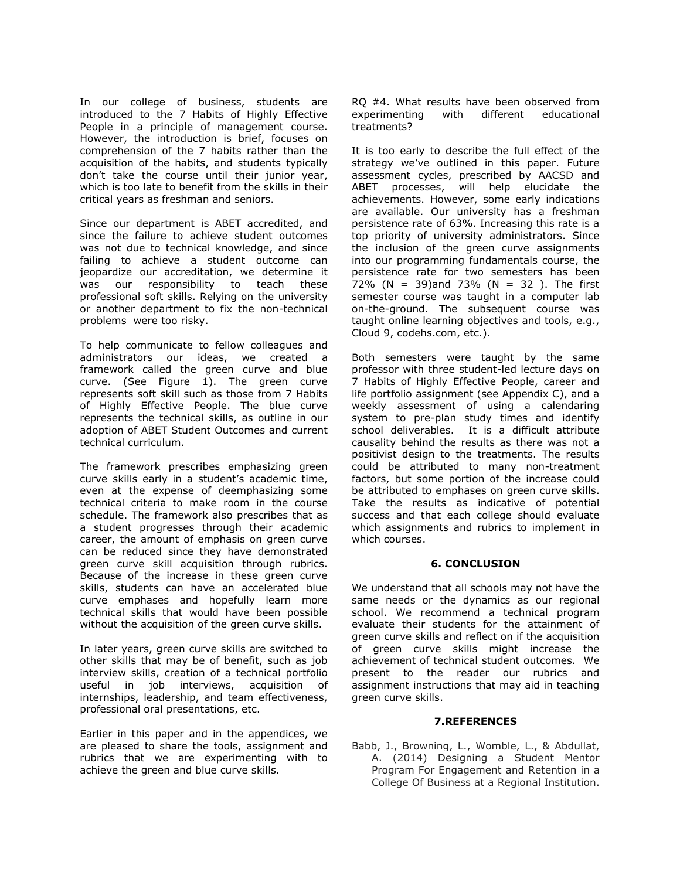In our college of business, students are introduced to the 7 Habits of Highly Effective People in a principle of management course. However, the introduction is brief, focuses on comprehension of the 7 habits rather than the acquisition of the habits, and students typically don't take the course until their junior year, which is too late to benefit from the skills in their critical years as freshman and seniors.

Since our department is ABET accredited, and since the failure to achieve student outcomes was not due to technical knowledge, and since failing to achieve a student outcome can jeopardize our accreditation, we determine it was our responsibility to teach these professional soft skills. Relying on the university or another department to fix the non-technical problems were too risky.

To help communicate to fellow colleagues and administrators our ideas, we created a framework called the green curve and blue curve. (See Figure 1). The green curve represents soft skill such as those from 7 Habits of Highly Effective People. The blue curve represents the technical skills, as outline in our adoption of ABET Student Outcomes and current technical curriculum.

The framework prescribes emphasizing green curve skills early in a student's academic time, even at the expense of deemphasizing some technical criteria to make room in the course schedule. The framework also prescribes that as a student progresses through their academic career, the amount of emphasis on green curve can be reduced since they have demonstrated green curve skill acquisition through rubrics. Because of the increase in these green curve skills, students can have an accelerated blue curve emphases and hopefully learn more technical skills that would have been possible without the acquisition of the green curve skills.

In later years, green curve skills are switched to other skills that may be of benefit, such as job interview skills, creation of a technical portfolio useful in job interviews, acquisition of internships, leadership, and team effectiveness, professional oral presentations, etc.

Earlier in this paper and in the appendices, we are pleased to share the tools, assignment and rubrics that we are experimenting with to achieve the green and blue curve skills.

RQ #4. What results have been observed from experimenting with different educational treatments?

It is too early to describe the full effect of the strategy we've outlined in this paper. Future assessment cycles, prescribed by AACSD and ABET processes, will help elucidate the achievements. However, some early indications are available. Our university has a freshman persistence rate of 63%. Increasing this rate is a top priority of university administrators. Since the inclusion of the green curve assignments into our programming fundamentals course, the persistence rate for two semesters has been 72% (N = 39)and 73% (N = 32 ). The first semester course was taught in a computer lab on-the-ground. The subsequent course was taught online learning objectives and tools, e.g., Cloud 9, codehs.com, etc.).

Both semesters were taught by the same professor with three student-led lecture days on 7 Habits of Highly Effective People, career and life portfolio assignment (see Appendix C), and a weekly assessment of using a calendaring system to pre-plan study times and identify school deliverables. It is a difficult attribute causality behind the results as there was not a positivist design to the treatments. The results could be attributed to many non-treatment factors, but some portion of the increase could be attributed to emphases on green curve skills. Take the results as indicative of potential success and that each college should evaluate which assignments and rubrics to implement in which courses.

## 6. CONCLUSION

We understand that all schools may not have the same needs or the dynamics as our regional school. We recommend a technical program evaluate their students for the attainment of green curve skills and reflect on if the acquisition of green curve skills might increase the achievement of technical student outcomes. We present to the reader our rubrics and assignment instructions that may aid in teaching green curve skills.

## 7.REFERENCES

Babb, J., Browning, L., Womble, L., & Abdullat, A. (2014) Designing a Student Mentor Program For Engagement and Retention in a College Of Business at a Regional Institution.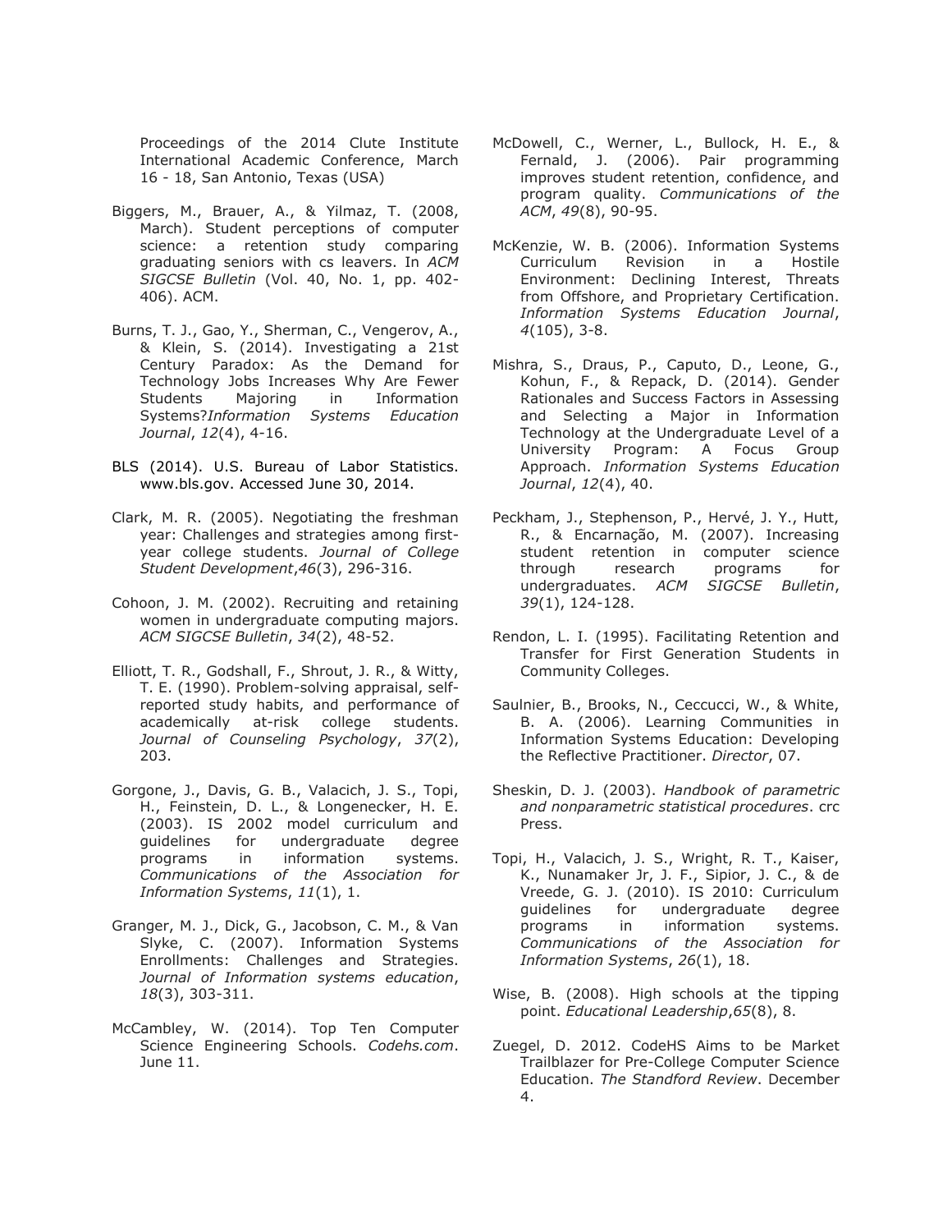Proceedings of the 2014 Clute Institute International Academic Conference, March 16 - 18, San Antonio, Texas (USA)

Biggers, M., Brauer, A., & Yilmaz, T. (2008, March). Student perceptions of computer science: a retention study comparing graduating seniors with cs leavers. In *ACM SIGCSE Bulletin* (Vol. 40, No. 1, pp. 402-406). ACM.

Burns, T. J., Gao, Y., Sherman, C., Vengerov, A., & Klein, S. (2014). Investigating a 21st Century Paradox: As the Demand for Technology Jobs Increases Why Are Fewer Students Majoring in Information Systems?*Information Systems Education Journal*, *12*(4), 4-16.

BLS (2014). U.S. Bureau of Labor Statistics. www.bls.gov. Accessed June 30, 2014.

Clark, M. R. (2005). Negotiating the freshman year: Challenges and strategies among first-year college students. *Journal of College Student Development*,*46*(3), 296-316.

Cohoon, J. M. (2002). Recruiting and retaining women in undergraduate computing majors. *ACM SIGCSE Bulletin*, *34*(2), 48-52.

Elliott, T. R., Godshall, F., Shrout, J. R., & Witty, T. E. (1990). Problem-solving appraisal, self-reported study habits, and performance of academically at-risk college students. *Journal of Counseling Psychology*, *37*(2), 203.

Gorgone, J., Davis, G. B., Valacich, J. S., Topi, H., Feinstein, D. L., & Longenecker, H. E. (2003). IS 2002 model curriculum and guidelines for undergraduate degree programs in information systems. *Communications of the Association for Information Systems*, *11*(1), 1.

Granger, M. J., Dick, G., Jacobson, C. M., & Van Slyke, C. (2007). Information Systems Enrollments: Challenges and Strategies. *Journal of Information systems education*, *18*(3), 303-311.

McCambley, W. (2014). Top Ten Computer Science Engineering Schools. *Codehs.com*. June 11.

McDowell, C., Werner, L., Bullock, H. E., & Fernald, J. (2006). Pair programming improves student retention, confidence, and program quality. *Communications of the ACM*, *49*(8), 90-95.

McKenzie, W. B. (2006). Information Systems Curriculum Revision in a Hostile Environment: Declining Interest, Threats from Offshore, and Proprietary Certification. *Information Systems Education Journal*, *4*(105), 3-8.

Mishra, S., Draus, P., Caputo, D., Leone, G., Kohun, F., & Repack, D. (2014). Gender Rationales and Success Factors in Assessing and Selecting a Major in Information Technology at the Undergraduate Level of a University Program: A Focus Group Approach. *Information Systems Education Journal*, *12*(4), 40.

Peckham, J., Stephenson, P., Hervé, J. Y., Hutt, R., & Encarnação, M. (2007). Increasing student retention in computer science through research programs for undergraduates. *ACM SIGCSE Bulletin*, *39*(1), 124-128.

Rendon, L. I. (1995). Facilitating Retention and Transfer for First Generation Students in Community Colleges.

Saulnier, B., Brooks, N., Ceccucci, W., & White, B. A. (2006). Learning Communities in Information Systems Education: Developing the Reflective Practitioner. *Director*, 07.

Sheskin, D. J. (2003). *Handbook of parametric and nonparametric statistical procedures*. crc Press.

Topi, H., Valacich, J. S., Wright, R. T., Kaiser, K., Nunamaker Jr, J. F., Sipior, J. C., & de Vreede, G. J. (2010). IS 2010: Curriculum guidelines for undergraduate degree programs in information systems. *Communications of the Association for Information Systems*, *26*(1), 18.

Wise, B. (2008). High schools at the tipping point. *Educational Leadership*,*65*(8), 8.

Zuegel, D. 2012. CodeHS Aims to be Market Trailblazer for Pre-College Computer Science Education. *The Standford Review*. December 4.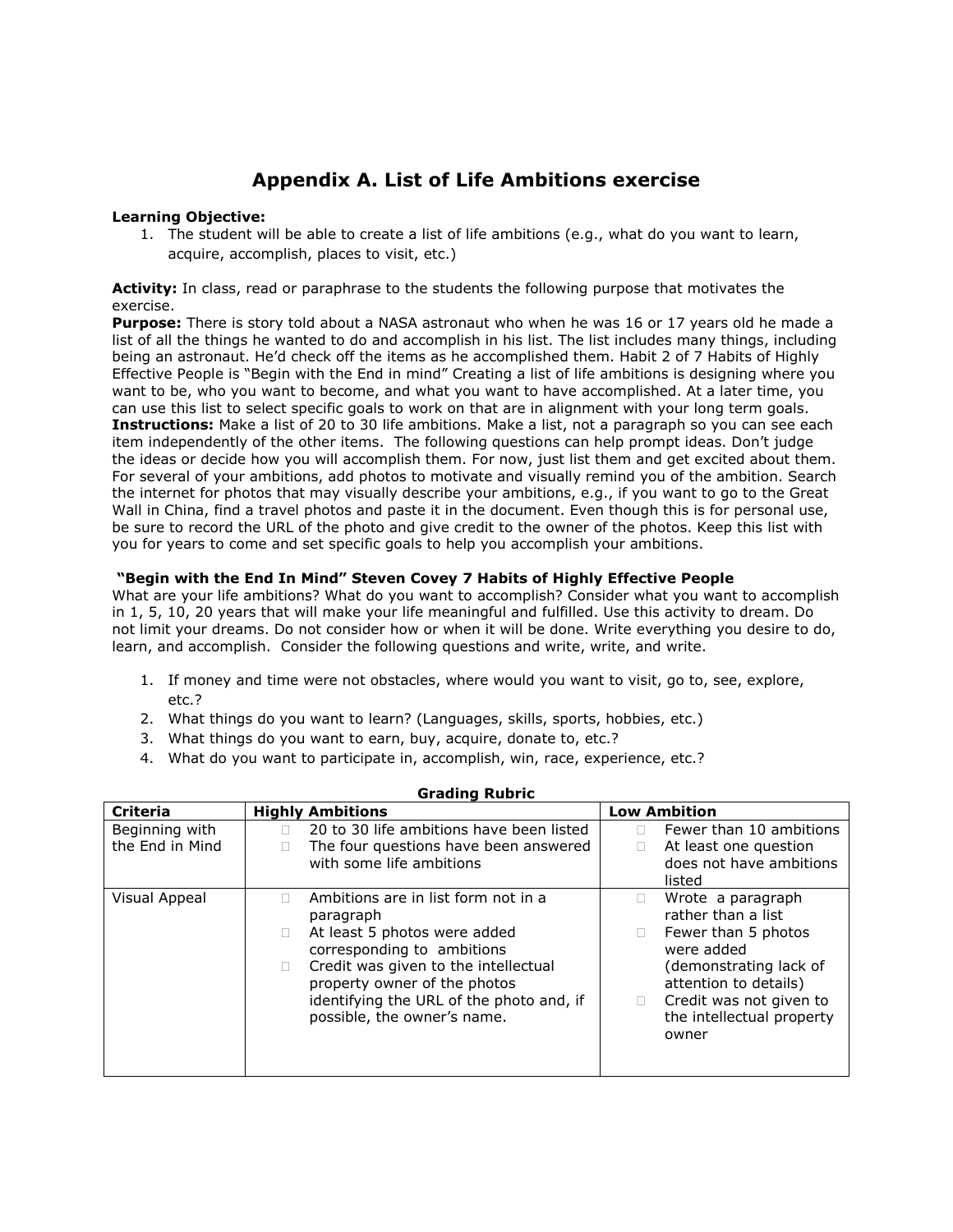# Appendix A. List of Life Ambitions exercise

**Learning Objective:**

1. The student will be able to create a list of life ambitions (e.g., what do you want to learn, acquire, accomplish, places to visit, etc.)

**Activity:** In class, read or paraphrase to the students the following purpose that motivates the exercise.

**Purpose:** There is story told about a NASA astronaut who when he was 16 or 17 years old he made a list of all the things he wanted to do and accomplish in his list. The list includes many things, including being an astronaut. He'd check off the items as he accomplished them. Habit 2 of 7 Habits of Highly Effective People is "Begin with the End in mind" Creating a list of life ambitions is designing where you want to be, who you want to become, and what you want to have accomplished. At a later time, you can use this list to select specific goals to work on that are in alignment with your long term goals.

**Instructions:** Make a list of 20 to 30 life ambitions. Make a list, not a paragraph so you can see each item independently of the other items. The following questions can help prompt ideas. Don't judge the ideas or decide how you will accomplish them. For now, just list them and get excited about them. For several of your ambitions, add photos to motivate and visually remind you of the ambition. Search the internet for photos that may visually describe your ambitions, e.g., if you want to go to the Great Wall in China, find a travel photos and paste it in the document. Even though this is for personal use, be sure to record the URL of the photo and give credit to the owner of the photos. Keep this list with you for years to come and set specific goals to help you accomplish your ambitions.

**"Begin with the End In Mind" Steven Covey 7 Habits of Highly Effective People**

What are your life ambitions? What do you want to accomplish? Consider what you want to accomplish in 1, 5, 10, 20 years that will make your life meaningful and fulfilled. Use this activity to dream. Do not limit your dreams. Do not consider how or when it will be done. Write everything you desire to do, learn, and accomplish. Consider the following questions and write, write, and write.

1. If money and time were not obstacles, where would you want to visit, go to, see, explore, etc.?
2. What things do you want to learn? (Languages, skills, sports, hobbies, etc.)
3. What things do you want to earn, buy, acquire, donate to, etc.?
4. What do you want to participate in, accomplish, win, race, experience, etc.?

**Grading Rubric**

| Criteria | Highly Ambitions | Low Ambition |
|---|---|---|
| Beginning with the End in Mind | □ 20 to 30 life ambitions have been listed<br>□ The four questions have been answered with some life ambitions | □ Fewer than 10 ambitions<br>□ At least one question does not have ambitions listed |
| Visual Appeal | □ Ambitions are in list form not in a paragraph<br>□ At least 5 photos were added corresponding to ambitions<br>□ Credit was given to the intellectual property owner of the photos identifying the URL of the photo and, if possible, the owner's name. | □ Wrote a paragraph rather than a list<br>□ Fewer than 5 photos were added (demonstrating lack of attention to details)<br>□ Credit was not given to the intellectual property owner |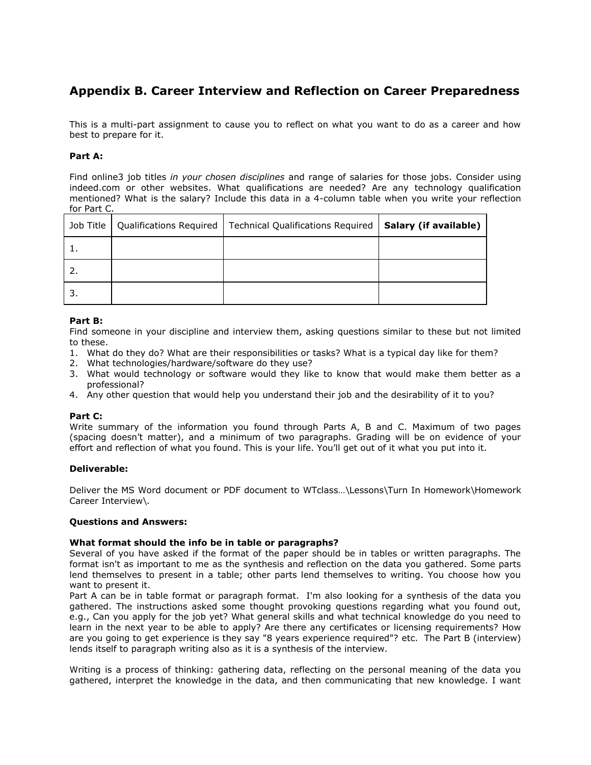## Appendix B. Career Interview and Reflection on Career Preparedness

This is a multi-part assignment to cause you to reflect on what you want to do as a career and how best to prepare for it.

**Part A:**

Find online3 job titles *in your chosen disciplines* and range of salaries for those jobs. Consider using indeed.com or other websites. What qualifications are needed? Are any technology qualification mentioned? What is the salary? Include this data in a 4-column table when you write your reflection for Part C.

| Job Title | Qualifications Required | Technical Qualifications Required | **Salary (if available)** |
|---|---|---|---|
| 1. | | | |
| 2. | | | |
| 3. | | | |

**Part B:**
Find someone in your discipline and interview them, asking questions similar to these but not limited to these.

1. What do they do? What are their responsibilities or tasks? What is a typical day like for them?
2. What technologies/hardware/software do they use?
3. What would technology or software would they like to know that would make them better as a professional?
4. Any other question that would help you understand their job and the desirability of it to you?

**Part C:**
Write summary of the information you found through Parts A, B and C. Maximum of two pages (spacing doesn't matter), and a minimum of two paragraphs. Grading will be on evidence of your effort and reflection of what you found. This is your life. You'll get out of it what you put into it.

**Deliverable:**

Deliver the MS Word document or PDF document to WTclass…\Lessons\Turn In Homework\Homework Career Interview\.

**Questions and Answers:**

**What format should the info be in table or paragraphs?**
Several of you have asked if the format of the paper should be in tables or written paragraphs. The format isn't as important to me as the synthesis and reflection on the data you gathered. Some parts lend themselves to present in a table; other parts lend themselves to writing. You choose how you want to present it.
Part A can be in table format or paragraph format. I'm also looking for a synthesis of the data you gathered. The instructions asked some thought provoking questions regarding what you found out, e.g., Can you apply for the job yet? What general skills and what technical knowledge do you need to learn in the next year to be able to apply? Are there any certificates or licensing requirements? How are you going to get experience is they say "8 years experience required"? etc. The Part B (interview) lends itself to paragraph writing also as it is a synthesis of the interview.

Writing is a process of thinking: gathering data, reflecting on the personal meaning of the data you gathered, interpret the knowledge in the data, and then communicating that new knowledge. I want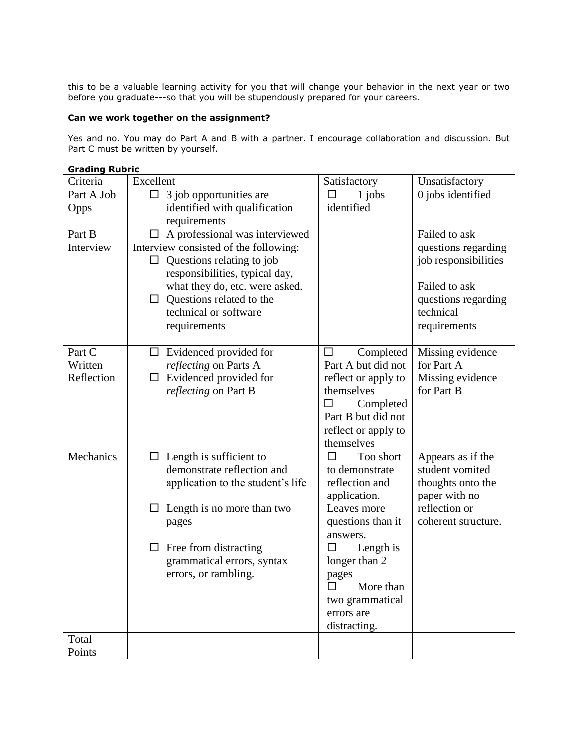this to be a valuable learning activity for you that will change your behavior in the next year or two before you graduate---so that you will be stupendously prepared for your careers.

**Can we work together on the assignment?**

Yes and no. You may do Part A and B with a partner. I encourage collaboration and discussion. But Part C must be written by yourself.

**Grading Rubric**

| Criteria | Excellent | Satisfactory | Unsatisfactory |
|---|---|---|---|
| Part A Job Opps | ☐ 3 job opportunities are identified with qualification requirements | ☐ 1 jobs identified | 0 jobs identified |
| Part B Interview | ☐ A professional was interviewed<br>Interview consisted of the following:<br>☐ Questions relating to job responsibilities, typical day, what they do, etc. were asked.<br>☐ Questions related to the technical or software requirements | | Failed to ask questions regarding job responsibilities<br><br>Failed to ask questions regarding technical requirements |
| Part C Written Reflection | ☐ Evidenced provided for *reflecting* on Parts A<br>☐ Evidenced provided for *reflecting* on Part B | ☐ Completed Part A but did not reflect or apply to themselves<br>☐ Completed Part B but did not reflect or apply to themselves | Missing evidence for Part A<br>Missing evidence for Part B |
| Mechanics | ☐ Length is sufficient to demonstrate reflection and application to the student's life<br><br>☐ Length is no more than two pages<br><br>☐ Free from distracting grammatical errors, syntax errors, or rambling. | ☐ Too short to demonstrate reflection and application. Leaves more questions than it answers.<br>☐ Length is longer than 2 pages<br>☐ More than two grammatical errors are distracting. | Appears as if the student vomited thoughts onto the paper with no reflection or coherent structure. |
| Total Points | | | |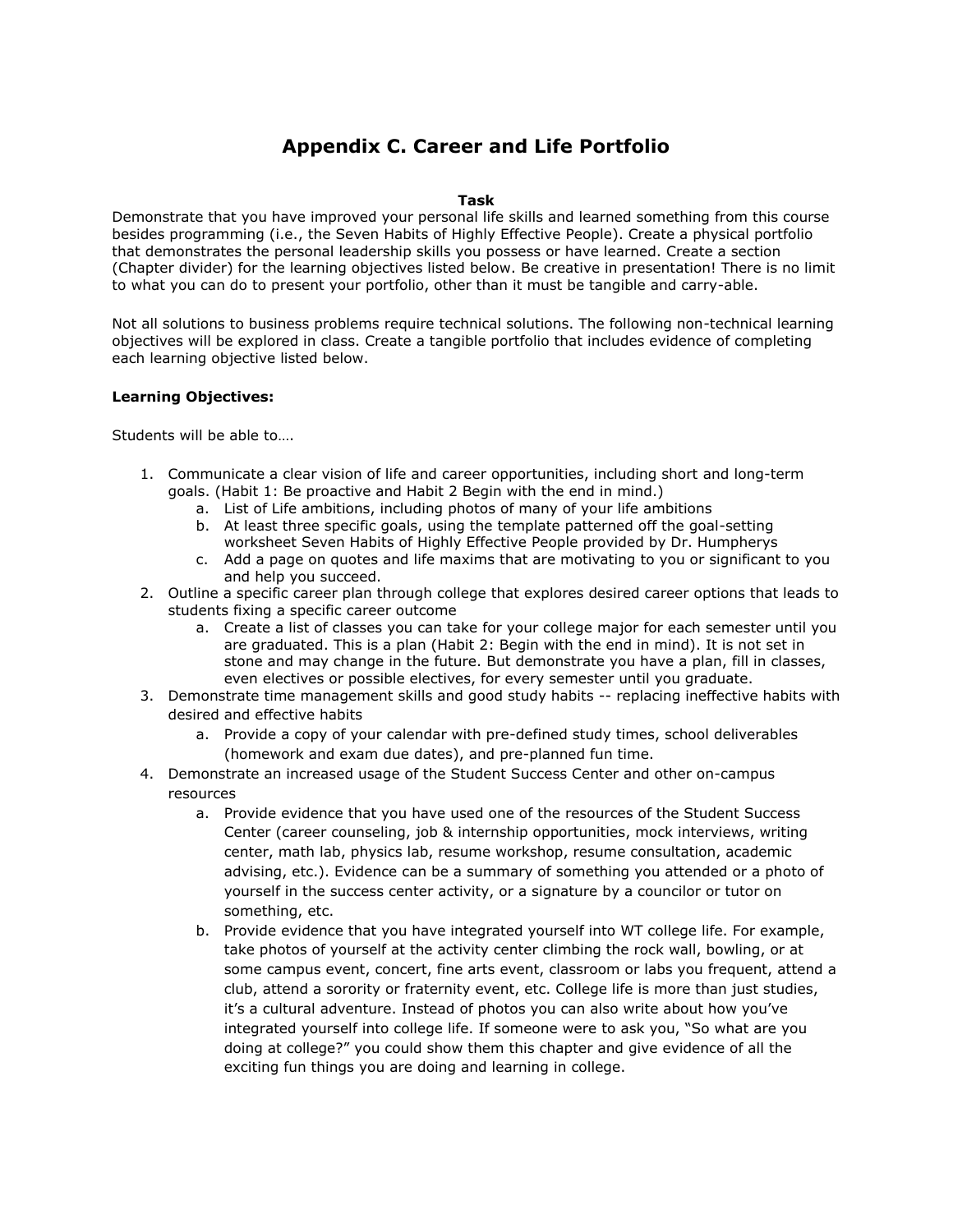# Appendix C. Career and Life Portfolio

**Task**

Demonstrate that you have improved your personal life skills and learned something from this course besides programming (i.e., the Seven Habits of Highly Effective People). Create a physical portfolio that demonstrates the personal leadership skills you possess or have learned. Create a section (Chapter divider) for the learning objectives listed below. Be creative in presentation! There is no limit to what you can do to present your portfolio, other than it must be tangible and carry-able.

Not all solutions to business problems require technical solutions. The following non-technical learning objectives will be explored in class. Create a tangible portfolio that includes evidence of completing each learning objective listed below.

**Learning Objectives:**

Students will be able to….

1. Communicate a clear vision of life and career opportunities, including short and long-term goals. (Habit 1: Be proactive and Habit 2 Begin with the end in mind.)
   a. List of Life ambitions, including photos of many of your life ambitions
   b. At least three specific goals, using the template patterned off the goal-setting worksheet Seven Habits of Highly Effective People provided by Dr. Humpherys
   c. Add a page on quotes and life maxims that are motivating to you or significant to you and help you succeed.
2. Outline a specific career plan through college that explores desired career options that leads to students fixing a specific career outcome
   a. Create a list of classes you can take for your college major for each semester until you are graduated. This is a plan (Habit 2: Begin with the end in mind). It is not set in stone and may change in the future. But demonstrate you have a plan, fill in classes, even electives or possible electives, for every semester until you graduate.
3. Demonstrate time management skills and good study habits -- replacing ineffective habits with desired and effective habits
   a. Provide a copy of your calendar with pre-defined study times, school deliverables (homework and exam due dates), and pre-planned fun time.
4. Demonstrate an increased usage of the Student Success Center and other on-campus resources
   a. Provide evidence that you have used one of the resources of the Student Success Center (career counseling, job & internship opportunities, mock interviews, writing center, math lab, physics lab, resume workshop, resume consultation, academic advising, etc.). Evidence can be a summary of something you attended or a photo of yourself in the success center activity, or a signature by a councilor or tutor on something, etc.
   b. Provide evidence that you have integrated yourself into WT college life. For example, take photos of yourself at the activity center climbing the rock wall, bowling, or at some campus event, concert, fine arts event, classroom or labs you frequent, attend a club, attend a sorority or fraternity event, etc. College life is more than just studies, it's a cultural adventure. Instead of photos you can also write about how you've integrated yourself into college life. If someone were to ask you, "So what are you doing at college?" you could show them this chapter and give evidence of all the exciting fun things you are doing and learning in college.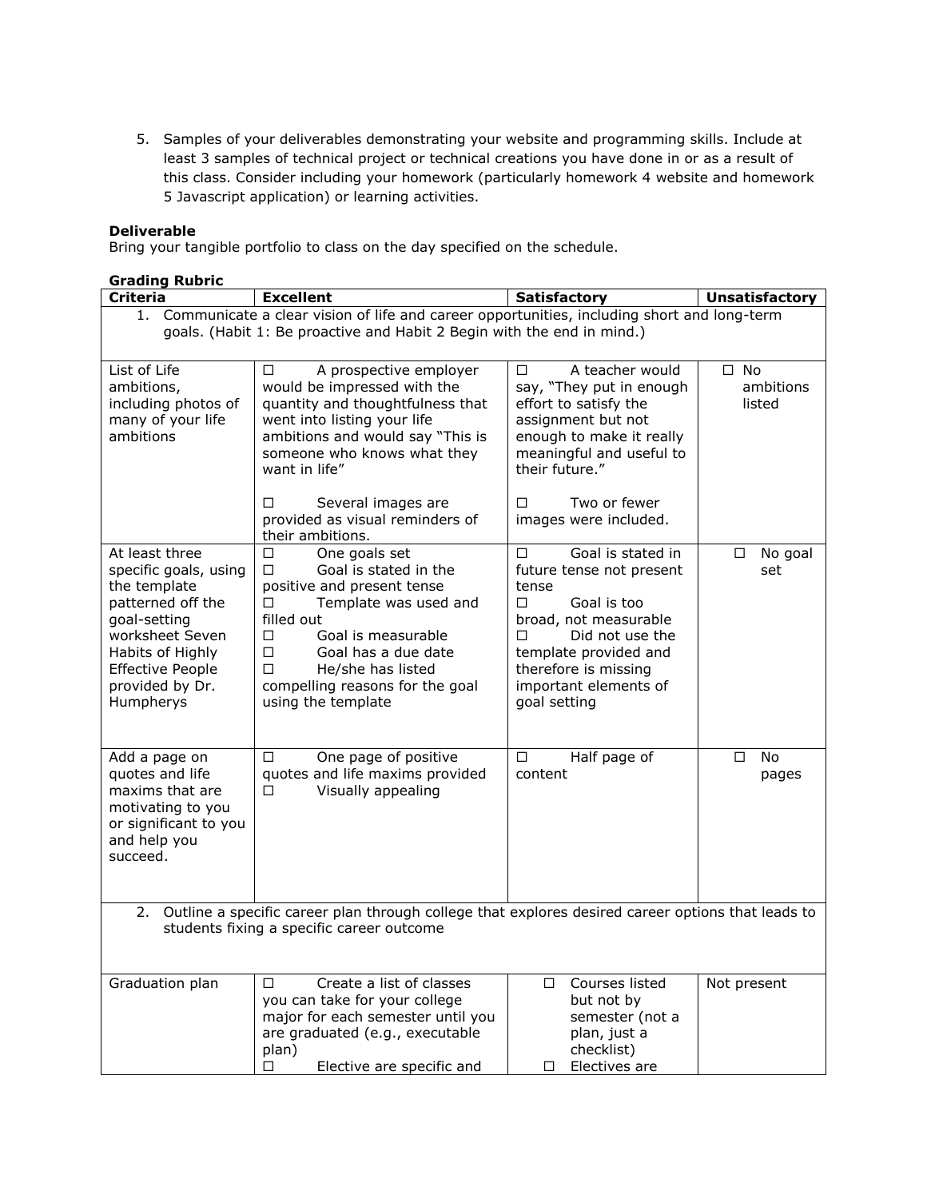5. Samples of your deliverables demonstrating your website and programming skills. Include at least 3 samples of technical project or technical creations you have done in or as a result of this class. Consider including your homework (particularly homework 4 website and homework 5 Javascript application) or learning activities.

**Deliverable**
Bring your tangible portfolio to class on the day specified on the schedule.

**Grading Rubric**

| Criteria | Excellent | Satisfactory | Unsatisfactory |
|---|---|---|---|
| 1. Communicate a clear vision of life and career opportunities, including short and long-term goals. (Habit 1: Be proactive and Habit 2 Begin with the end in mind.) | | | |
| List of Life ambitions, including photos of many of your life ambitions | ☐ A prospective employer would be impressed with the quantity and thoughtfulness that went into listing your life ambitions and would say "This is someone who knows what they want in life"<br><br>☐ Several images are provided as visual reminders of their ambitions. | ☐ A teacher would say, "They put in enough effort to satisfy the assignment but not enough to make it really meaningful and useful to their future."<br><br>☐ Two or fewer images were included. | ☐ No ambitions listed |
| At least three specific goals, using the template patterned off the goal-setting worksheet Seven Habits of Highly Effective People provided by Dr. Humpherys | ☐ One goals set<br>☐ Goal is stated in the positive and present tense<br>☐ Template was used and filled out<br>☐ Goal is measurable<br>☐ Goal has a due date<br>☐ He/she has listed compelling reasons for the goal using the template | ☐ Goal is stated in future tense not present tense<br>☐ Goal is too broad, not measurable<br>☐ Did not use the template provided and therefore is missing important elements of goal setting | ☐ No goal set |
| Add a page on quotes and life maxims that are motivating to you or significant to you and help you succeed. | ☐ One page of positive quotes and life maxims provided<br>☐ Visually appealing | ☐ Half page of content | ☐ No pages |
| 2. Outline a specific career plan through college that explores desired career options that leads to students fixing a specific career outcome | | | |
| Graduation plan | ☐ Create a list of classes you can take for your college major for each semester until you are graduated (e.g., executable plan)<br>☐ Elective are specific and | ☐ Courses listed but not by semester (not a plan, just a checklist)<br>☐ Electives are | Not present |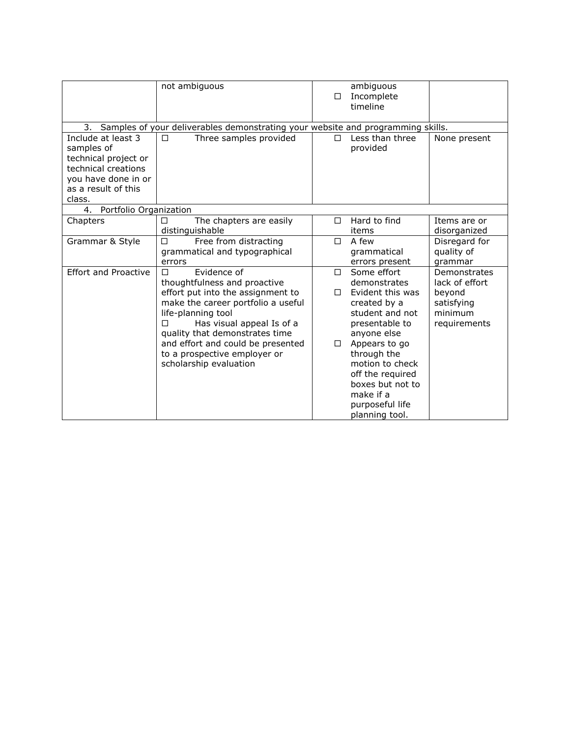| | | | |
|---|---|---|---|
| | not ambiguous | ambiguous<br>☐ Incomplete timeline | |
| 3. Samples of your deliverables demonstrating your website and programming skills. | | | |
| Include at least 3 samples of technical project or technical creations you have done in or as a result of this class. | ☐ Three samples provided | ☐ Less than three provided | None present |
| 4. Portfolio Organization | | | |
| Chapters | ☐ The chapters are easily distinguishable | ☐ Hard to find items | Items are or disorganized |
| Grammar & Style | ☐ Free from distracting grammatical and typographical errors | ☐ A few grammatical errors present | Disregard for quality of grammar |
| Effort and Proactive | ☐ Evidence of thoughtfulness and proactive effort put into the assignment to make the career portfolio a useful life-planning tool<br>☐ Has visual appeal Is of a quality that demonstrates time and effort and could be presented to a prospective employer or scholarship evaluation | ☐ Some effort demonstrates<br>☐ Evident this was created by a student and not presentable to anyone else<br>☐ Appears to go through the motion to check off the required boxes but not to make if a purposeful life planning tool. | Demonstrates lack of effort beyond satisfying minimum requirements |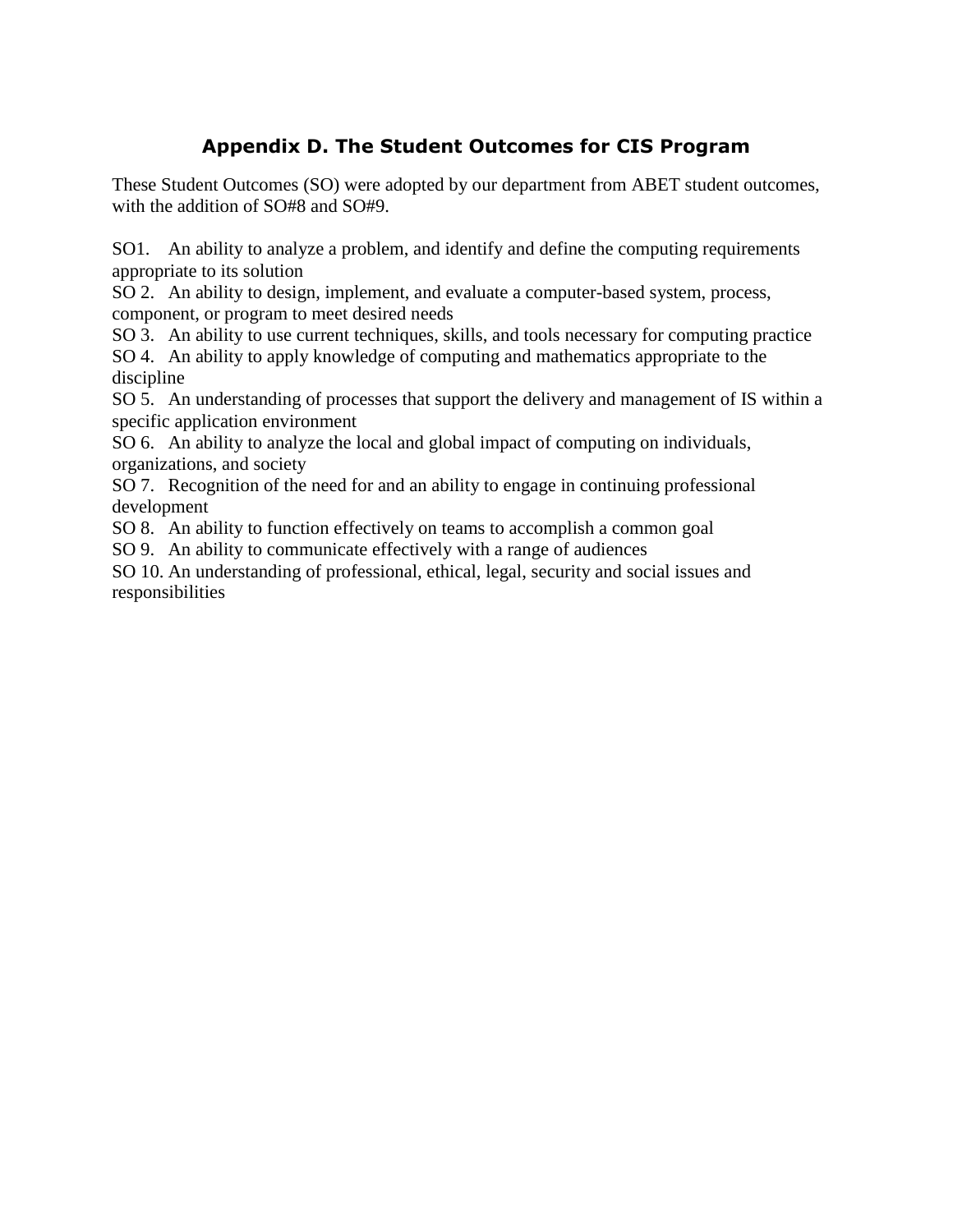## Appendix D. The Student Outcomes for CIS Program

These Student Outcomes (SO) were adopted by our department from ABET student outcomes, with the addition of SO#8 and SO#9.

SO1. An ability to analyze a problem, and identify and define the computing requirements appropriate to its solution

SO 2. An ability to design, implement, and evaluate a computer-based system, process, component, or program to meet desired needs

SO 3. An ability to use current techniques, skills, and tools necessary for computing practice

SO 4. An ability to apply knowledge of computing and mathematics appropriate to the discipline

SO 5. An understanding of processes that support the delivery and management of IS within a specific application environment

SO 6. An ability to analyze the local and global impact of computing on individuals, organizations, and society

SO 7. Recognition of the need for and an ability to engage in continuing professional development

SO 8. An ability to function effectively on teams to accomplish a common goal

SO 9. An ability to communicate effectively with a range of audiences

SO 10. An understanding of professional, ethical, legal, security and social issues and responsibilities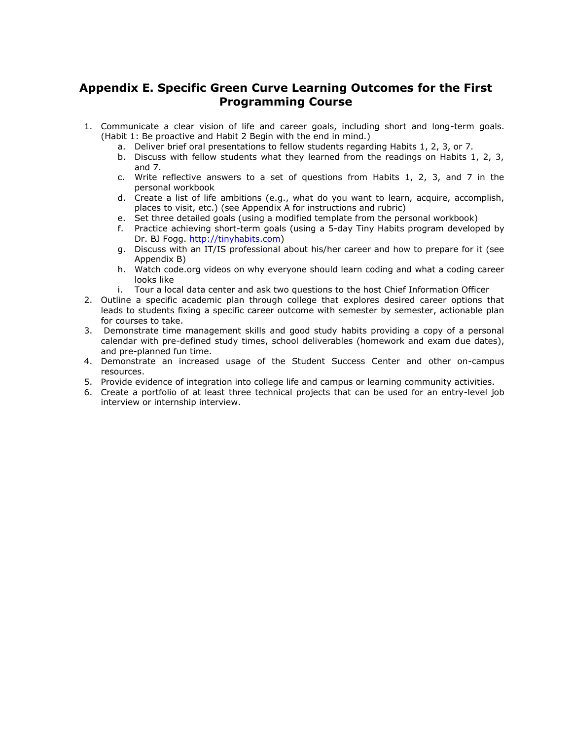## Appendix E. Specific Green Curve Learning Outcomes for the First Programming Course

1. Communicate a clear vision of life and career goals, including short and long-term goals. (Habit 1: Be proactive and Habit 2 Begin with the end in mind.)
    a. Deliver brief oral presentations to fellow students regarding Habits 1, 2, 3, or 7.
    b. Discuss with fellow students what they learned from the readings on Habits 1, 2, 3, and 7.
    c. Write reflective answers to a set of questions from Habits 1, 2, 3, and 7 in the personal workbook
    d. Create a list of life ambitions (e.g., what do you want to learn, acquire, accomplish, places to visit, etc.) (see Appendix A for instructions and rubric)
    e. Set three detailed goals (using a modified template from the personal workbook)
    f. Practice achieving short-term goals (using a 5-day Tiny Habits program developed by Dr. BJ Fogg. [http://tinyhabits.com](http://tinyhabits.com))
    g. Discuss with an IT/IS professional about his/her career and how to prepare for it (see Appendix B)
    h. Watch code.org videos on why everyone should learn coding and what a coding career looks like
    i. Tour a local data center and ask two questions to the host Chief Information Officer
2. Outline a specific academic plan through college that explores desired career options that leads to students fixing a specific career outcome with semester by semester, actionable plan for courses to take.
3. Demonstrate time management skills and good study habits providing a copy of a personal calendar with pre-defined study times, school deliverables (homework and exam due dates), and pre-planned fun time.
4. Demonstrate an increased usage of the Student Success Center and other on-campus resources.
5. Provide evidence of integration into college life and campus or learning community activities.
6. Create a portfolio of at least three technical projects that can be used for an entry-level job interview or internship interview.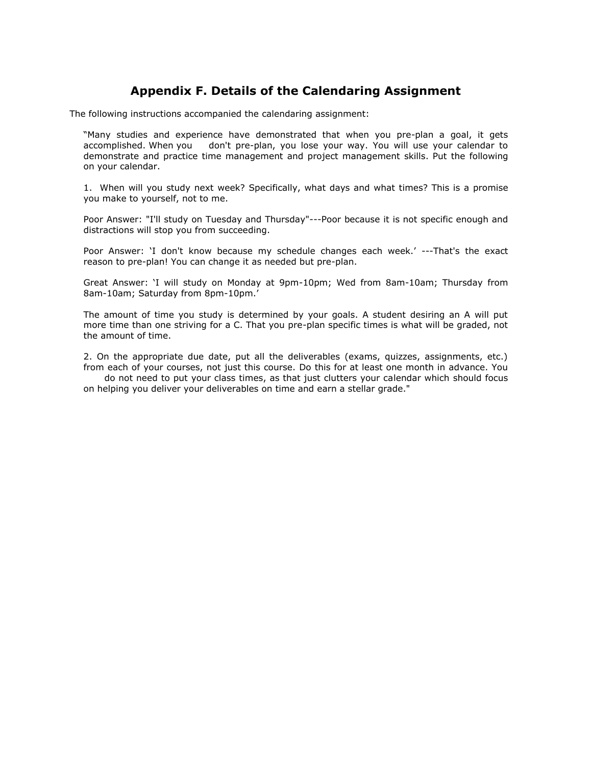## Appendix F. Details of the Calendaring Assignment

The following instructions accompanied the calendaring assignment:

> "Many studies and experience have demonstrated that when you pre-plan a goal, it gets accomplished. When you don't pre-plan, you lose your way. You will use your calendar to demonstrate and practice time management and project management skills. Put the following on your calendar.
>
> 1. When will you study next week? Specifically, what days and what times? This is a promise you make to yourself, not to me.
>
> Poor Answer: "I'll study on Tuesday and Thursday"---Poor because it is not specific enough and distractions will stop you from succeeding.
>
> Poor Answer: 'I don't know because my schedule changes each week.' ---That's the exact reason to pre-plan! You can change it as needed but pre-plan.
>
> Great Answer: 'I will study on Monday at 9pm-10pm; Wed from 8am-10am; Thursday from 8am-10am; Saturday from 8pm-10pm.'
>
> The amount of time you study is determined by your goals. A student desiring an A will put more time than one striving for a C. That you pre-plan specific times is what will be graded, not the amount of time.
>
> 2. On the appropriate due date, put all the deliverables (exams, quizzes, assignments, etc.) from each of your courses, not just this course. Do this for at least one month in advance. You do not need to put your class times, as that just clutters your calendar which should focus on helping you deliver your deliverables on time and earn a stellar grade."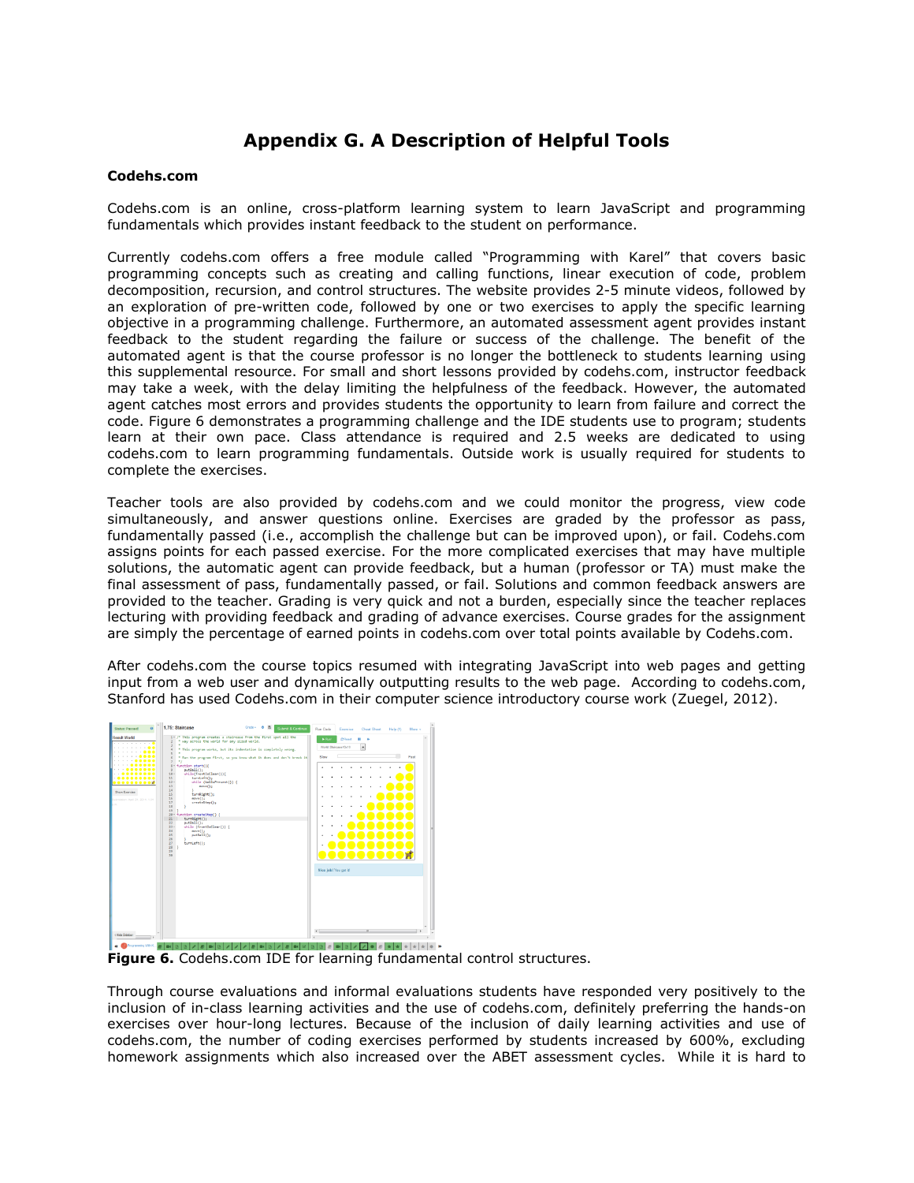# Appendix G. A Description of Helpful Tools

**Codehs.com**

Codehs.com is an online, cross-platform learning system to learn JavaScript and programming fundamentals which provides instant feedback to the student on performance.

Currently codehs.com offers a free module called "Programming with Karel" that covers basic programming concepts such as creating and calling functions, linear execution of code, problem decomposition, recursion, and control structures. The website provides 2-5 minute videos, followed by an exploration of pre-written code, followed by one or two exercises to apply the specific learning objective in a programming challenge. Furthermore, an automated assessment agent provides instant feedback to the student regarding the failure or success of the challenge. The benefit of the automated agent is that the course professor is no longer the bottleneck to students learning using this supplemental resource. For small and short lessons provided by codehs.com, instructor feedback may take a week, with the delay limiting the helpfulness of the feedback. However, the automated agent catches most errors and provides students the opportunity to learn from failure and correct the code. Figure 6 demonstrates a programming challenge and the IDE students use to program; students learn at their own pace. Class attendance is required and 2.5 weeks are dedicated to using codehs.com to learn programming fundamentals. Outside work is usually required for students to complete the exercises.

Teacher tools are also provided by codehs.com and we could monitor the progress, view code simultaneously, and answer questions online. Exercises are graded by the professor as pass, fundamentally passed (i.e., accomplish the challenge but can be improved upon), or fail. Codehs.com assigns points for each passed exercise. For the more complicated exercises that may have multiple solutions, the automatic agent can provide feedback, but a human (professor or TA) must make the final assessment of pass, fundamentally passed, or fail. Solutions and common feedback answers are provided to the teacher. Grading is very quick and not a burden, especially since the teacher replaces lecturing with providing feedback and grading of advance exercises. Course grades for the assignment are simply the percentage of earned points in codehs.com over total points available by Codehs.com.

After codehs.com the course topics resumed with integrating JavaScript into web pages and getting input from a web user and dynamically outputting results to the web page. According to codehs.com, Stanford has used Codehs.com in their computer science introductory course work (Zuegel, 2012).

**Figure 6.** Codehs.com IDE for learning fundamental control structures.

Through course evaluations and informal evaluations students have responded very positively to the inclusion of in-class learning activities and the use of codehs.com, definitely preferring the hands-on exercises over hour-long lectures. Because of the inclusion of daily learning activities and use of codehs.com, the number of coding exercises performed by students increased by 600%, excluding homework assignments which also increased over the ABET assessment cycles. While it is hard to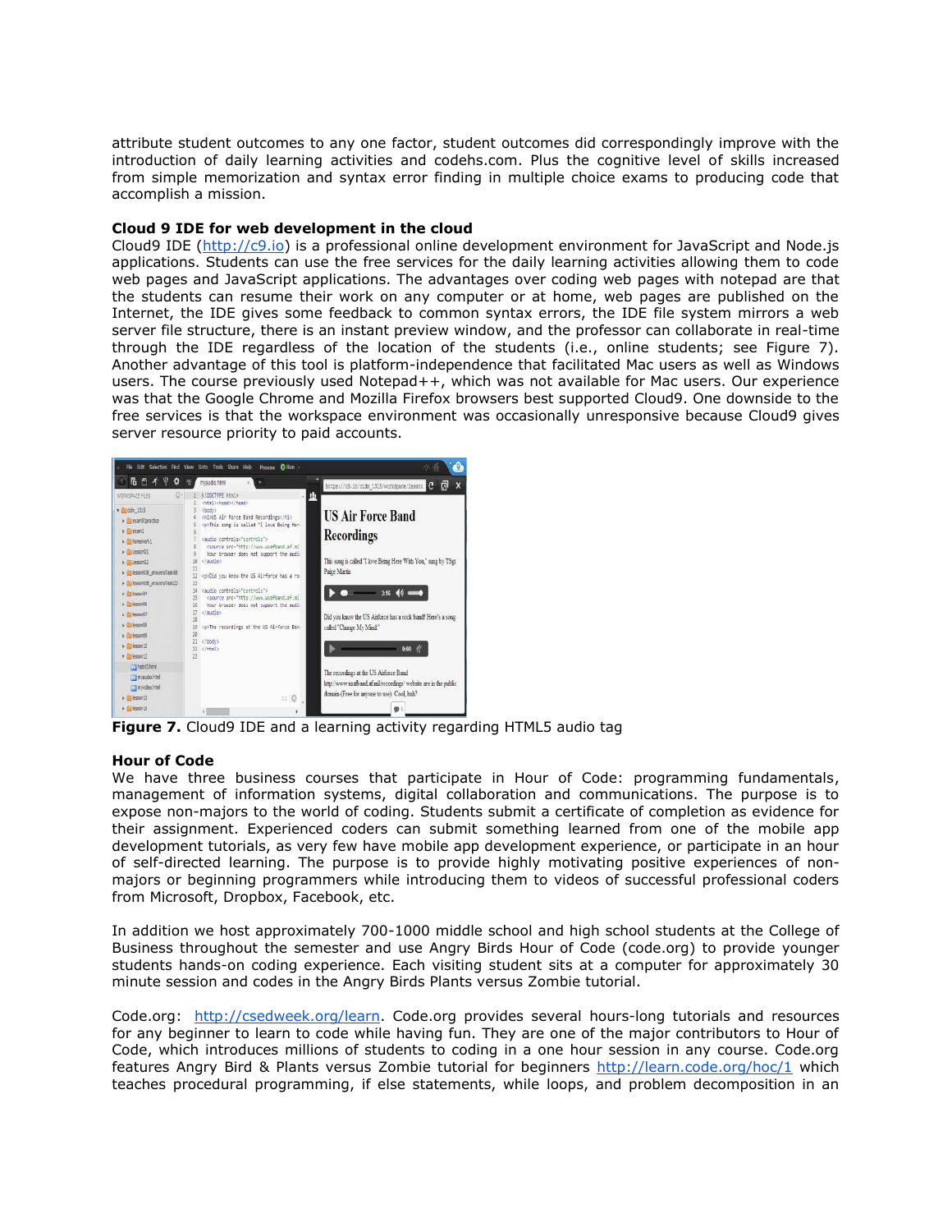attribute student outcomes to any one factor, student outcomes did correspondingly improve with the introduction of daily learning activities and codehs.com. Plus the cognitive level of skills increased from simple memorization and syntax error finding in multiple choice exams to producing code that accomplish a mission.

**Cloud 9 IDE for web development in the cloud**

Cloud9 IDE (http://c9.io) is a professional online development environment for JavaScript and Node.js applications. Students can use the free services for the daily learning activities allowing them to code web pages and JavaScript applications. The advantages over coding web pages with notepad are that the students can resume their work on any computer or at home, web pages are published on the Internet, the IDE gives some feedback to common syntax errors, the IDE file system mirrors a web server file structure, there is an instant preview window, and the professor can collaborate in real-time through the IDE regardless of the location of the students (i.e., online students; see Figure 7). Another advantage of this tool is platform-independence that facilitated Mac users as well as Windows users. The course previously used Notepad++, which was not available for Mac users. Our experience was that the Google Chrome and Mozilla Firefox browsers best supported Cloud9. One downside to the free services is that the workspace environment was occasionally unresponsive because Cloud9 gives server resource priority to paid accounts.

**Figure 7.** Cloud9 IDE and a learning activity regarding HTML5 audio tag

**Hour of Code**

We have three business courses that participate in Hour of Code: programming fundamentals, management of information systems, digital collaboration and communications. The purpose is to expose non-majors to the world of coding. Students submit a certificate of completion as evidence for their assignment. Experienced coders can submit something learned from one of the mobile app development tutorials, as very few have mobile app development experience, or participate in an hour of self-directed learning. The purpose is to provide highly motivating positive experiences of non-majors or beginning programmers while introducing them to videos of successful professional coders from Microsoft, Dropbox, Facebook, etc.

In addition we host approximately 700-1000 middle school and high school students at the College of Business throughout the semester and use Angry Birds Hour of Code (code.org) to provide younger students hands-on coding experience. Each visiting student sits at a computer for approximately 30 minute session and codes in the Angry Birds Plants versus Zombie tutorial.

Code.org: http://csedweek.org/learn. Code.org provides several hours-long tutorials and resources for any beginner to learn to code while having fun. They are one of the major contributors to Hour of Code, which introduces millions of students to coding in a one hour session in any course. Code.org features Angry Bird & Plants versus Zombie tutorial for beginners http://learn.code.org/hoc/1 which teaches procedural programming, if else statements, while loops, and problem decomposition in an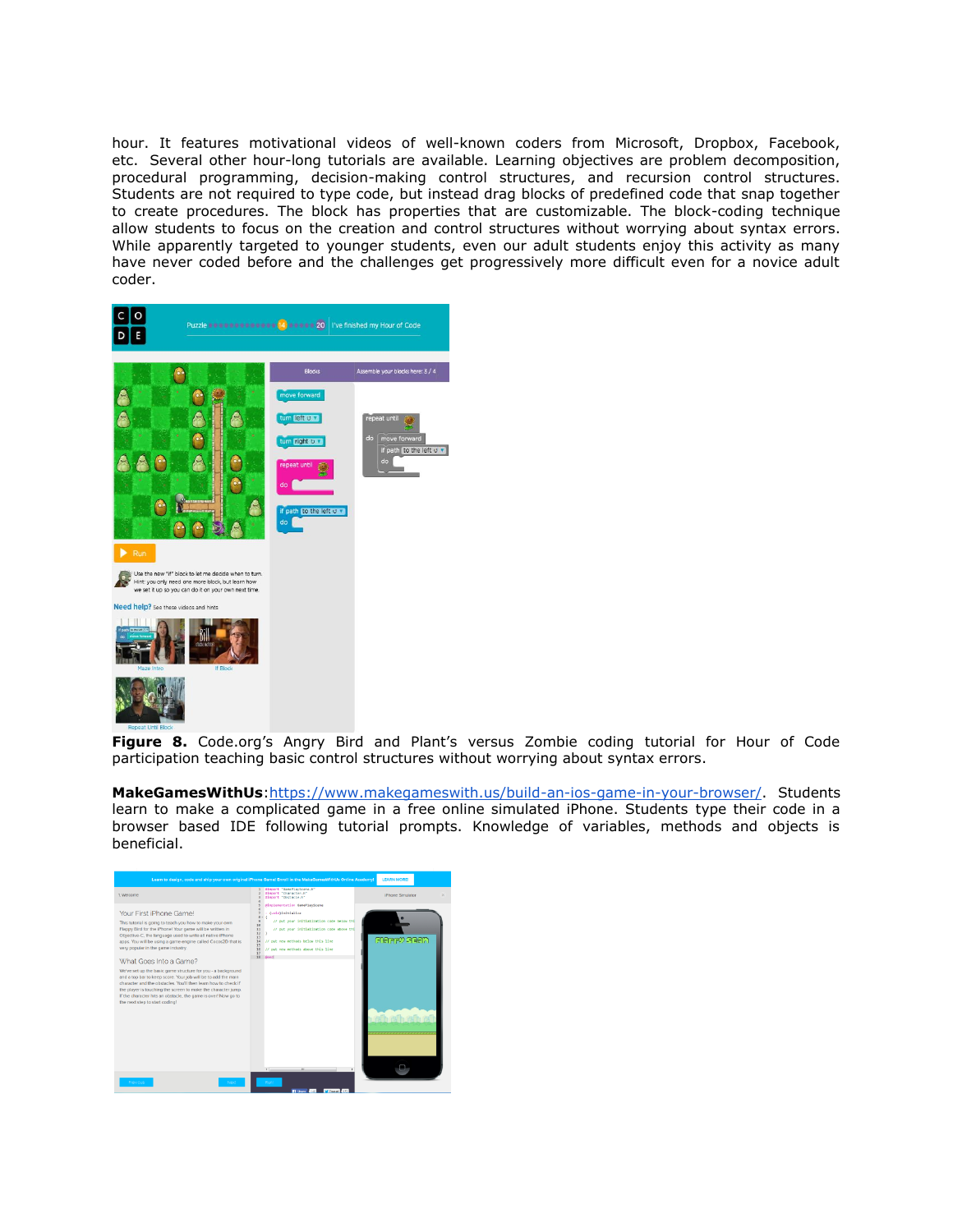hour. It features motivational videos of well-known coders from Microsoft, Dropbox, Facebook, etc. Several other hour-long tutorials are available. Learning objectives are problem decomposition, procedural programming, decision-making control structures, and recursion control structures. Students are not required to type code, but instead drag blocks of predefined code that snap together to create procedures. The block has properties that are customizable. The block-coding technique allow students to focus on the creation and control structures without worrying about syntax errors. While apparently targeted to younger students, even our adult students enjoy this activity as many have never coded before and the challenges get progressively more difficult even for a novice adult coder.

**Figure 8.** Code.org's Angry Bird and Plant's versus Zombie coding tutorial for Hour of Code participation teaching basic control structures without worrying about syntax errors.

**MakeGamesWithUs**:https://www.makegameswith.us/build-an-ios-game-in-your-browser/. Students learn to make a complicated game in a free online simulated iPhone. Students type their code in a browser based IDE following tutorial prompts. Knowledge of variables, methods and objects is beneficial.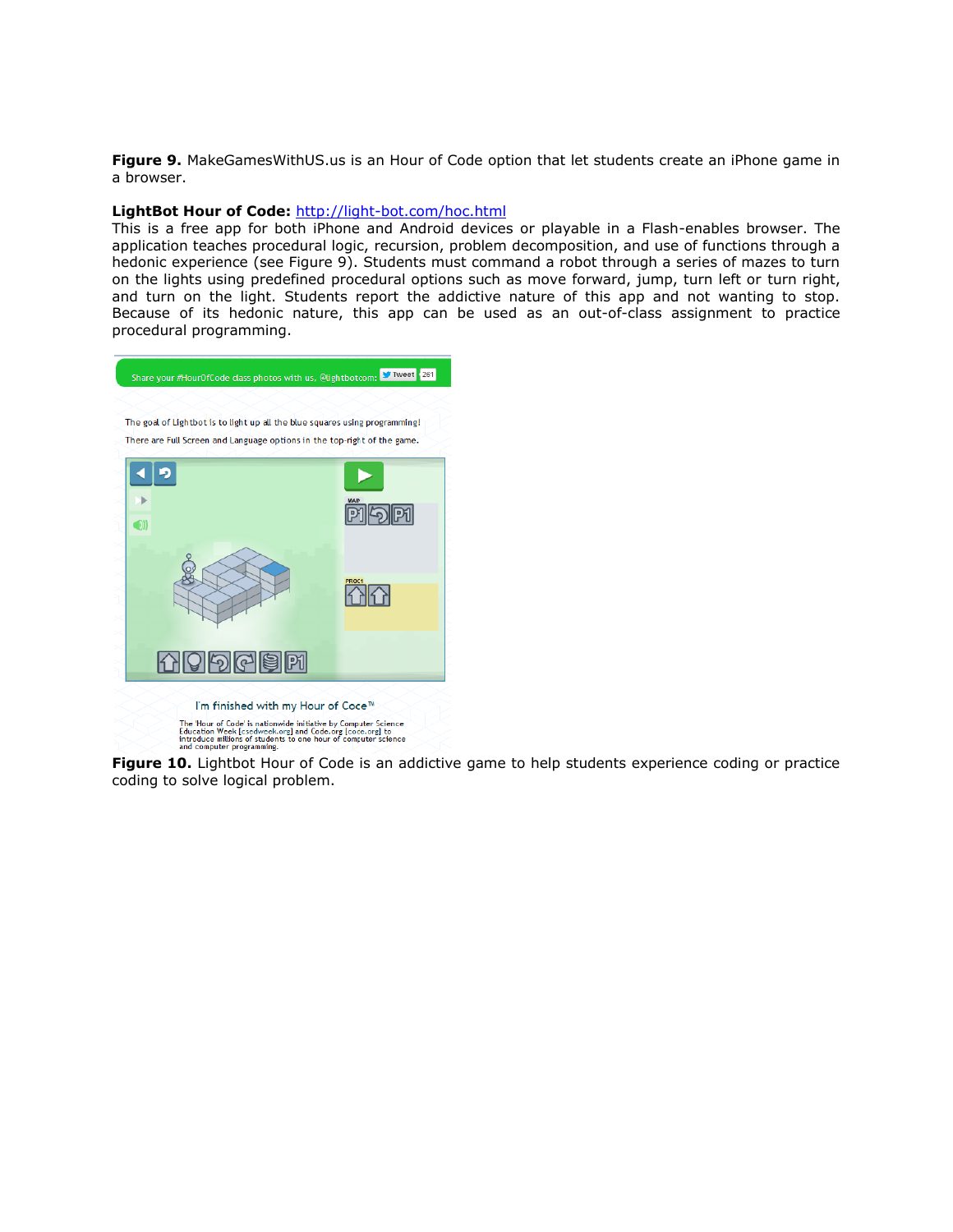**Figure 9.** MakeGamesWithUS.us is an Hour of Code option that let students create an iPhone game in a browser.

**LightBot Hour of Code:** http://light-bot.com/hoc.html
This is a free app for both iPhone and Android devices or playable in a Flash-enables browser. The application teaches procedural logic, recursion, problem decomposition, and use of functions through a hedonic experience (see Figure 9). Students must command a robot through a series of mazes to turn on the lights using predefined procedural options such as move forward, jump, turn left or turn right, and turn on the light. Students report the addictive nature of this app and not wanting to stop. Because of its hedonic nature, this app can be used as an out-of-class assignment to practice procedural programming.

**Figure 10.** Lightbot Hour of Code is an addictive game to help students experience coding or practice coding to solve logical problem.